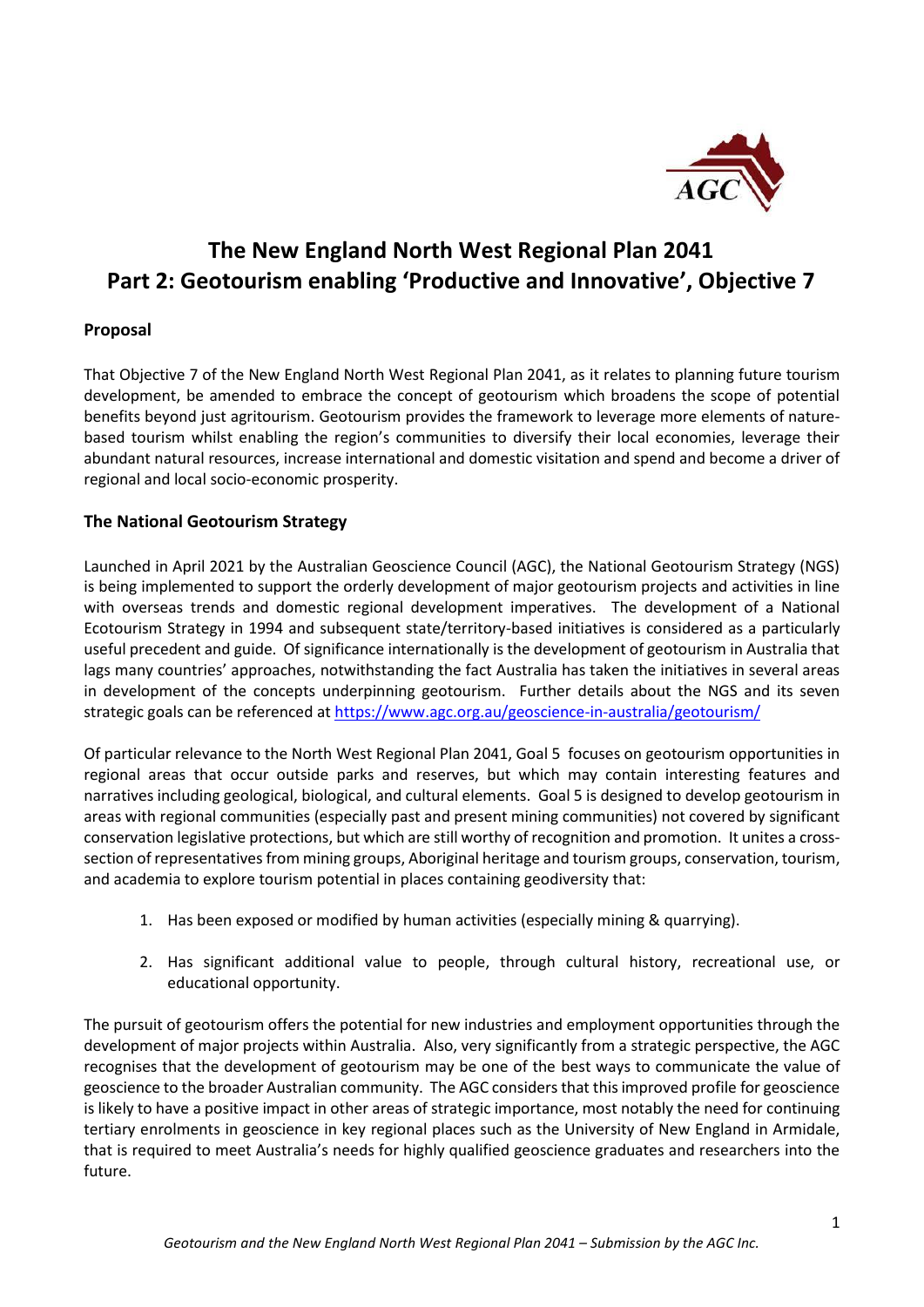# The New England North West Regional Plan 2041
# Part 2: Geotourism enabling 'Productive and Innovative', Objective 7

**Proposal**

That Objective 7 of the New England North West Regional Plan 2041, as it relates to planning future tourism development, be amended to embrace the concept of geotourism which broadens the scope of potential benefits beyond just agritourism. Geotourism provides the framework to leverage more elements of nature-based tourism whilst enabling the region's communities to diversify their local economies, leverage their abundant natural resources, increase international and domestic visitation and spend and become a driver of regional and local socio-economic prosperity.

**The National Geotourism Strategy**

Launched in April 2021 by the Australian Geoscience Council (AGC), the National Geotourism Strategy (NGS) is being implemented to support the orderly development of major geotourism projects and activities in line with overseas trends and domestic regional development imperatives. The development of a National Ecotourism Strategy in 1994 and subsequent state/territory-based initiatives is considered as a particularly useful precedent and guide. Of significance internationally is the development of geotourism in Australia that lags many countries' approaches, notwithstanding the fact Australia has taken the initiatives in several areas in development of the concepts underpinning geotourism. Further details about the NGS and its seven strategic goals can be referenced at [https://www.agc.org.au/geoscience-in-australia/geotourism/](https://www.agc.org.au/geoscience-in-australia/geotourism/)

Of particular relevance to the North West Regional Plan 2041, Goal 5 focuses on geotourism opportunities in regional areas that occur outside parks and reserves, but which may contain interesting features and narratives including geological, biological, and cultural elements. Goal 5 is designed to develop geotourism in areas with regional communities (especially past and present mining communities) not covered by significant conservation legislative protections, but which are still worthy of recognition and promotion. It unites a cross-section of representatives from mining groups, Aboriginal heritage and tourism groups, conservation, tourism, and academia to explore tourism potential in places containing geodiversity that:

1. Has been exposed or modified by human activities (especially mining & quarrying).
2. Has significant additional value to people, through cultural history, recreational use, or educational opportunity.

The pursuit of geotourism offers the potential for new industries and employment opportunities through the development of major projects within Australia. Also, very significantly from a strategic perspective, the AGC recognises that the development of geotourism may be one of the best ways to communicate the value of geoscience to the broader Australian community. The AGC considers that this improved profile for geoscience is likely to have a positive impact in other areas of strategic importance, most notably the need for continuing tertiary enrolments in geoscience in key regional places such as the University of New England in Armidale, that is required to meet Australia's needs for highly qualified geoscience graduates and researchers into the future.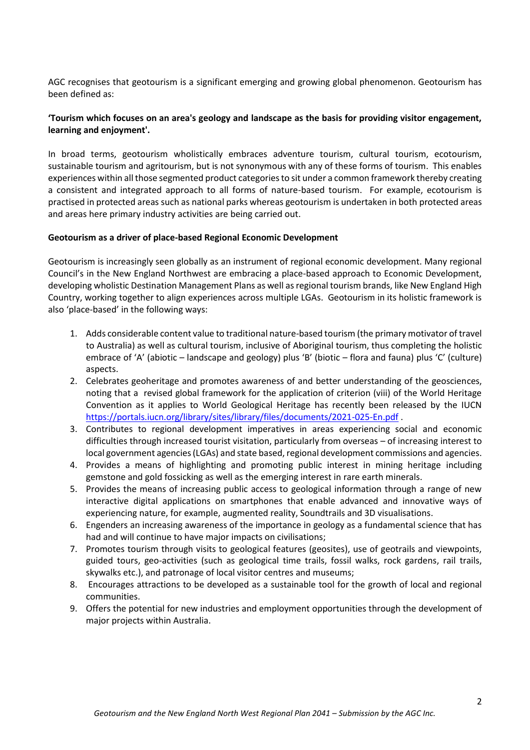AGC recognises that geotourism is a significant emerging and growing global phenomenon. Geotourism has been defined as:

**'Tourism which focuses on an area's geology and landscape as the basis for providing visitor engagement, learning and enjoyment'.**

In broad terms, geotourism wholistically embraces adventure tourism, cultural tourism, ecotourism, sustainable tourism and agritourism, but is not synonymous with any of these forms of tourism. This enables experiences within all those segmented product categories to sit under a common framework thereby creating a consistent and integrated approach to all forms of nature-based tourism. For example, ecotourism is practised in protected areas such as national parks whereas geotourism is undertaken in both protected areas and areas here primary industry activities are being carried out.

**Geotourism as a driver of place-based Regional Economic Development**

Geotourism is increasingly seen globally as an instrument of regional economic development. Many regional Council's in the New England Northwest are embracing a place-based approach to Economic Development, developing wholistic Destination Management Plans as well as regional tourism brands, like New England High Country, working together to align experiences across multiple LGAs. Geotourism in its holistic framework is also 'place-based' in the following ways:

1. Adds considerable content value to traditional nature-based tourism (the primary motivator of travel to Australia) as well as cultural tourism, inclusive of Aboriginal tourism, thus completing the holistic embrace of 'A' (abiotic – landscape and geology) plus 'B' (biotic – flora and fauna) plus 'C' (culture) aspects.
2. Celebrates geoheritage and promotes awareness of and better understanding of the geosciences, noting that a revised global framework for the application of criterion (viii) of the World Heritage Convention as it applies to World Geological Heritage has recently been released by the IUCN https://portals.iucn.org/library/sites/library/files/documents/2021-025-En.pdf .
3. Contributes to regional development imperatives in areas experiencing social and economic difficulties through increased tourist visitation, particularly from overseas – of increasing interest to local government agencies (LGAs) and state based, regional development commissions and agencies.
4. Provides a means of highlighting and promoting public interest in mining heritage including gemstone and gold fossicking as well as the emerging interest in rare earth minerals.
5. Provides the means of increasing public access to geological information through a range of new interactive digital applications on smartphones that enable advanced and innovative ways of experiencing nature, for example, augmented reality, Soundtrails and 3D visualisations.
6. Engenders an increasing awareness of the importance in geology as a fundamental science that has had and will continue to have major impacts on civilisations;
7. Promotes tourism through visits to geological features (geosites), use of geotrails and viewpoints, guided tours, geo-activities (such as geological time trails, fossil walks, rock gardens, rail trails, skywalks etc.), and patronage of local visitor centres and museums;
8. Encourages attractions to be developed as a sustainable tool for the growth of local and regional communities.
9. Offers the potential for new industries and employment opportunities through the development of major projects within Australia.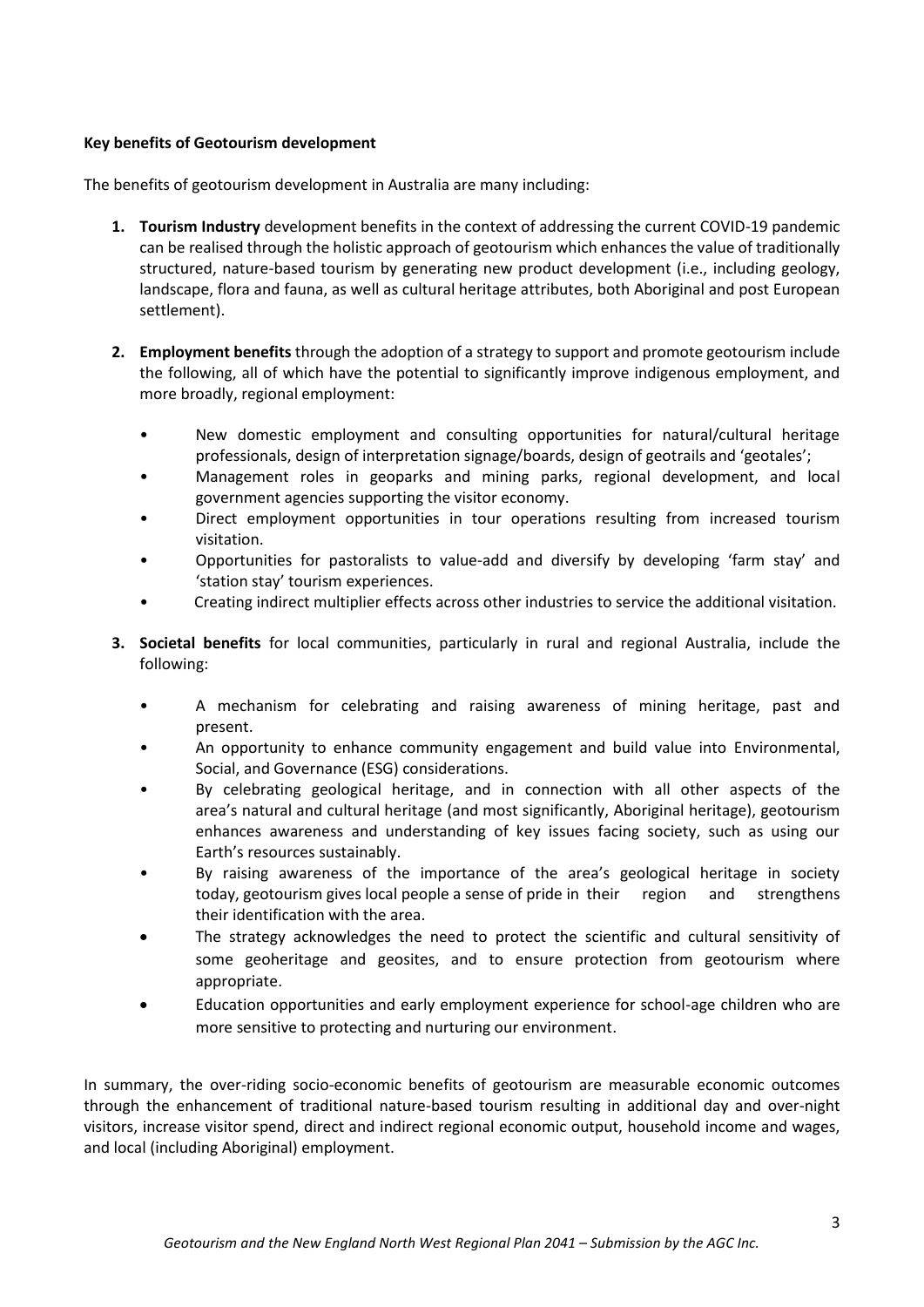**Key benefits of Geotourism development**

The benefits of geotourism development in Australia are many including:

1. **Tourism Industry** development benefits in the context of addressing the current COVID-19 pandemic can be realised through the holistic approach of geotourism which enhances the value of traditionally structured, nature-based tourism by generating new product development (i.e., including geology, landscape, flora and fauna, as well as cultural heritage attributes, both Aboriginal and post European settlement).

2. **Employment benefits** through the adoption of a strategy to support and promote geotourism include the following, all of which have the potential to significantly improve indigenous employment, and more broadly, regional employment:

    - New domestic employment and consulting opportunities for natural/cultural heritage professionals, design of interpretation signage/boards, design of geotrails and 'geotales';
    - Management roles in geoparks and mining parks, regional development, and local government agencies supporting the visitor economy.
    - Direct employment opportunities in tour operations resulting from increased tourism visitation.
    - Opportunities for pastoralists to value-add and diversify by developing 'farm stay' and 'station stay' tourism experiences.
    - Creating indirect multiplier effects across other industries to service the additional visitation.

3. **Societal benefits** for local communities, particularly in rural and regional Australia, include the following:

    - A mechanism for celebrating and raising awareness of mining heritage, past and present.
    - An opportunity to enhance community engagement and build value into Environmental, Social, and Governance (ESG) considerations.
    - By celebrating geological heritage, and in connection with all other aspects of the area's natural and cultural heritage (and most significantly, Aboriginal heritage), geotourism enhances awareness and understanding of key issues facing society, such as using our Earth's resources sustainably.
    - By raising awareness of the importance of the area's geological heritage in society today, geotourism gives local people a sense of pride in their region and strengthens their identification with the area.
    - The strategy acknowledges the need to protect the scientific and cultural sensitivity of some geoheritage and geosites, and to ensure protection from geotourism where appropriate.
    - Education opportunities and early employment experience for school-age children who are more sensitive to protecting and nurturing our environment.

In summary, the over-riding socio-economic benefits of geotourism are measurable economic outcomes through the enhancement of traditional nature-based tourism resulting in additional day and over-night visitors, increase visitor spend, direct and indirect regional economic output, household income and wages, and local (including Aboriginal) employment.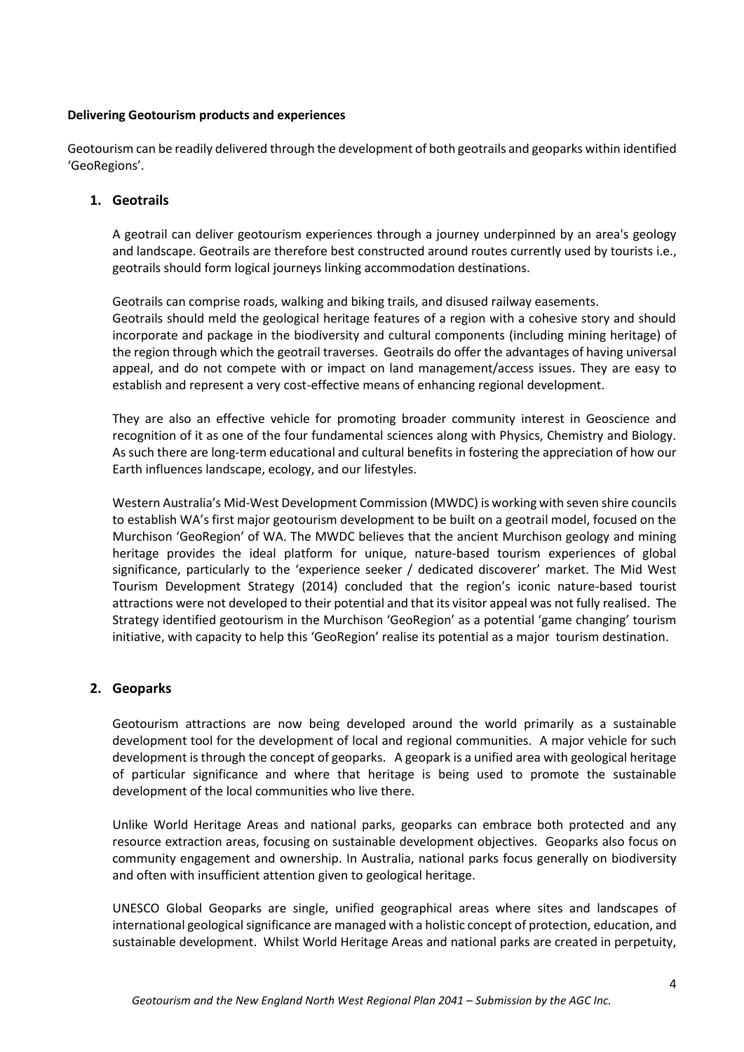**Delivering Geotourism products and experiences**

Geotourism can be readily delivered through the development of both geotrails and geoparks within identified 'GeoRegions'.

## 1. Geotrails

A geotrail can deliver geotourism experiences through a journey underpinned by an area's geology and landscape. Geotrails are therefore best constructed around routes currently used by tourists i.e., geotrails should form logical journeys linking accommodation destinations.

Geotrails can comprise roads, walking and biking trails, and disused railway easements.
Geotrails should meld the geological heritage features of a region with a cohesive story and should incorporate and package in the biodiversity and cultural components (including mining heritage) of the region through which the geotrail traverses. Geotrails do offer the advantages of having universal appeal, and do not compete with or impact on land management/access issues. They are easy to establish and represent a very cost-effective means of enhancing regional development.

They are also an effective vehicle for promoting broader community interest in Geoscience and recognition of it as one of the four fundamental sciences along with Physics, Chemistry and Biology. As such there are long-term educational and cultural benefits in fostering the appreciation of how our Earth influences landscape, ecology, and our lifestyles.

Western Australia's Mid-West Development Commission (MWDC) is working with seven shire councils to establish WA's first major geotourism development to be built on a geotrail model, focused on the Murchison 'GeoRegion' of WA. The MWDC believes that the ancient Murchison geology and mining heritage provides the ideal platform for unique, nature-based tourism experiences of global significance, particularly to the 'experience seeker / dedicated discoverer' market. The Mid West Tourism Development Strategy (2014) concluded that the region's iconic nature-based tourist attractions were not developed to their potential and that its visitor appeal was not fully realised. The Strategy identified geotourism in the Murchison 'GeoRegion' as a potential 'game changing' tourism initiative, with capacity to help this 'GeoRegion' realise its potential as a major tourism destination.

## 2. Geoparks

Geotourism attractions are now being developed around the world primarily as a sustainable development tool for the development of local and regional communities. A major vehicle for such development is through the concept of geoparks. A geopark is a unified area with geological heritage of particular significance and where that heritage is being used to promote the sustainable development of the local communities who live there.

Unlike World Heritage Areas and national parks, geoparks can embrace both protected and any resource extraction areas, focusing on sustainable development objectives. Geoparks also focus on community engagement and ownership. In Australia, national parks focus generally on biodiversity and often with insufficient attention given to geological heritage.

UNESCO Global Geoparks are single, unified geographical areas where sites and landscapes of international geological significance are managed with a holistic concept of protection, education, and sustainable development. Whilst World Heritage Areas and national parks are created in perpetuity,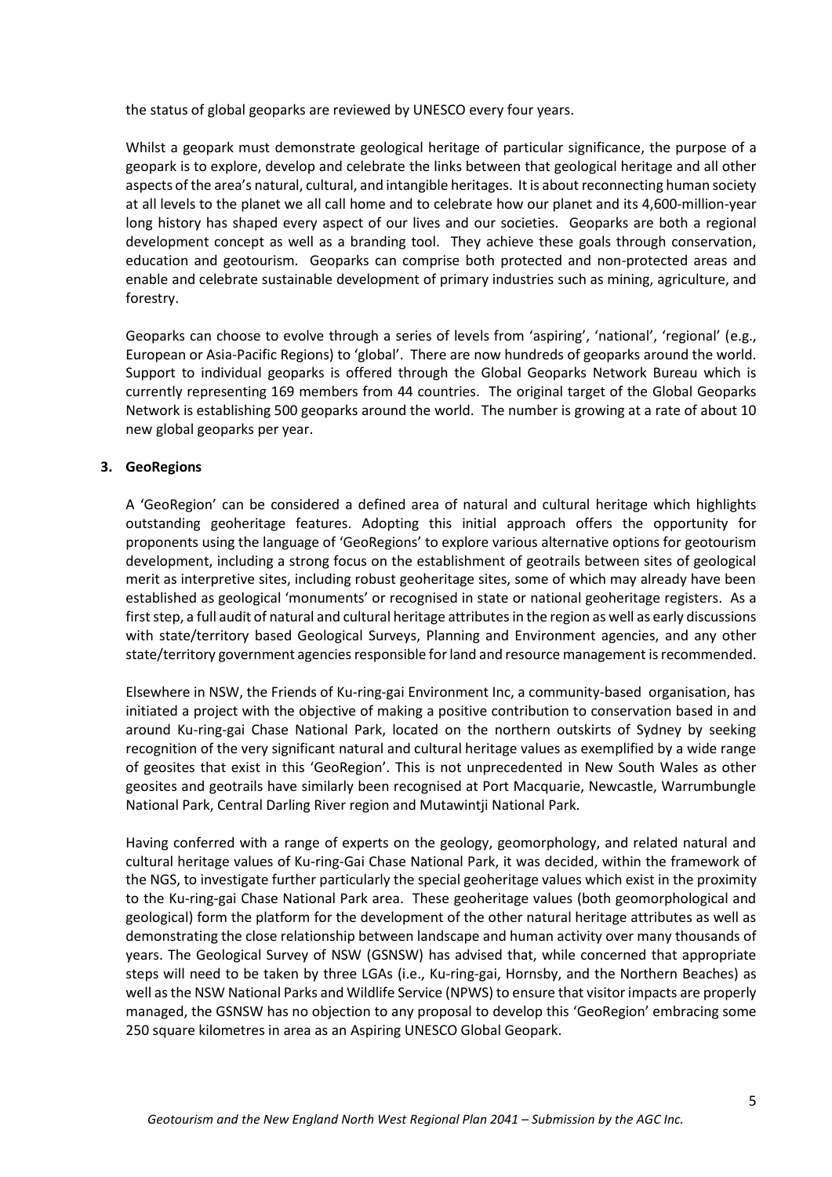the status of global geoparks are reviewed by UNESCO every four years.

Whilst a geopark must demonstrate geological heritage of particular significance, the purpose of a geopark is to explore, develop and celebrate the links between that geological heritage and all other aspects of the area's natural, cultural, and intangible heritages. It is about reconnecting human society at all levels to the planet we all call home and to celebrate how our planet and its 4,600-million-year long history has shaped every aspect of our lives and our societies. Geoparks are both a regional development concept as well as a branding tool. They achieve these goals through conservation, education and geotourism. Geoparks can comprise both protected and non-protected areas and enable and celebrate sustainable development of primary industries such as mining, agriculture, and forestry.

Geoparks can choose to evolve through a series of levels from 'aspiring', 'national', 'regional' (e.g., European or Asia-Pacific Regions) to 'global'. There are now hundreds of geoparks around the world. Support to individual geoparks is offered through the Global Geoparks Network Bureau which is currently representing 169 members from 44 countries. The original target of the Global Geoparks Network is establishing 500 geoparks around the world. The number is growing at a rate of about 10 new global geoparks per year.

## 3. GeoRegions

A 'GeoRegion' can be considered a defined area of natural and cultural heritage which highlights outstanding geoheritage features. Adopting this initial approach offers the opportunity for proponents using the language of 'GeoRegions' to explore various alternative options for geotourism development, including a strong focus on the establishment of geotrails between sites of geological merit as interpretive sites, including robust geoheritage sites, some of which may already have been established as geological 'monuments' or recognised in state or national geoheritage registers. As a first step, a full audit of natural and cultural heritage attributes in the region as well as early discussions with state/territory based Geological Surveys, Planning and Environment agencies, and any other state/territory government agencies responsible for land and resource management is recommended.

Elsewhere in NSW, the Friends of Ku-ring-gai Environment Inc, a community-based organisation, has initiated a project with the objective of making a positive contribution to conservation based in and around Ku-ring-gai Chase National Park, located on the northern outskirts of Sydney by seeking recognition of the very significant natural and cultural heritage values as exemplified by a wide range of geosites that exist in this 'GeoRegion'. This is not unprecedented in New South Wales as other geosites and geotrails have similarly been recognised at Port Macquarie, Newcastle, Warrumbungle National Park, Central Darling River region and Mutawintji National Park.

Having conferred with a range of experts on the geology, geomorphology, and related natural and cultural heritage values of Ku-ring-Gai Chase National Park, it was decided, within the framework of the NGS, to investigate further particularly the special geoheritage values which exist in the proximity to the Ku-ring-gai Chase National Park area. These geoheritage values (both geomorphological and geological) form the platform for the development of the other natural heritage attributes as well as demonstrating the close relationship between landscape and human activity over many thousands of years. The Geological Survey of NSW (GSNSW) has advised that, while concerned that appropriate steps will need to be taken by three LGAs (i.e., Ku-ring-gai, Hornsby, and the Northern Beaches) as well as the NSW National Parks and Wildlife Service (NPWS) to ensure that visitor impacts are properly managed, the GSNSW has no objection to any proposal to develop this 'GeoRegion' embracing some 250 square kilometres in area as an Aspiring UNESCO Global Geopark.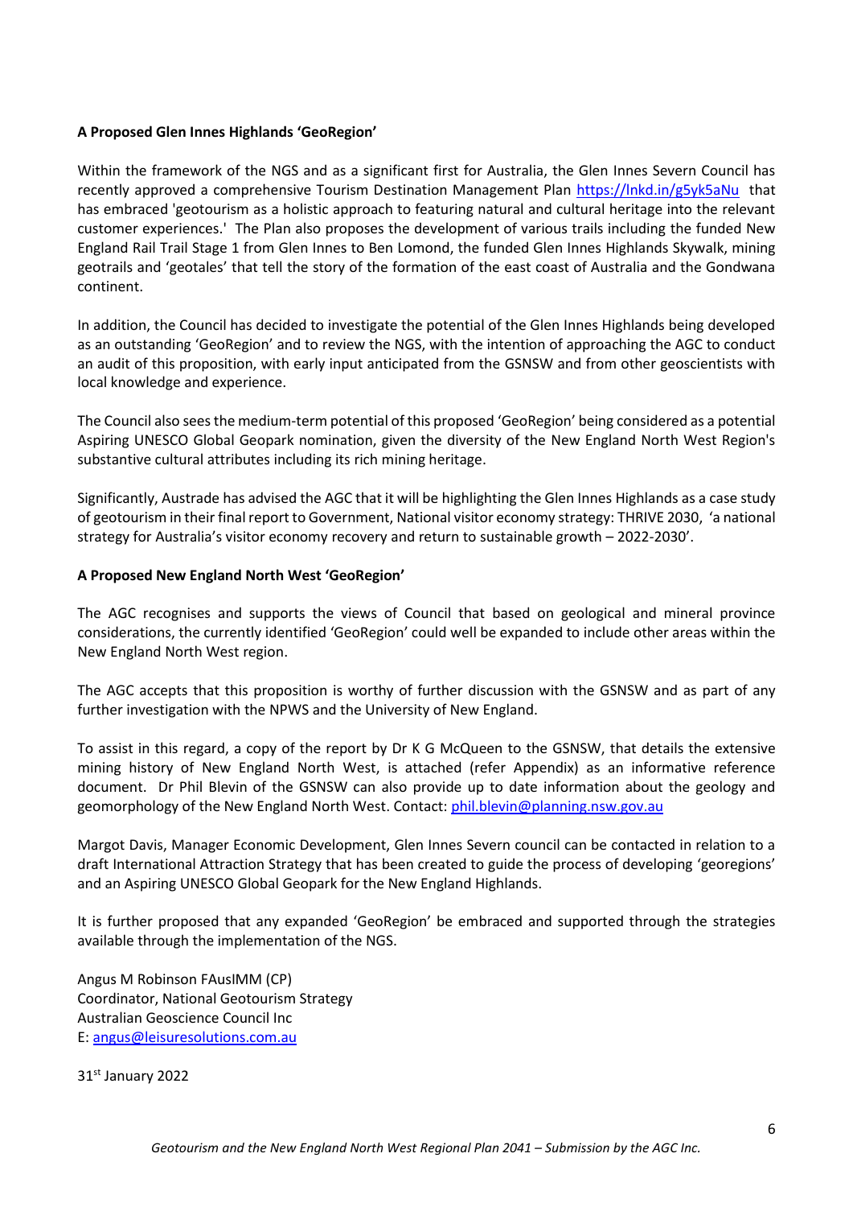**A Proposed Glen Innes Highlands 'GeoRegion'**

Within the framework of the NGS and as a significant first for Australia, the Glen Innes Severn Council has recently approved a comprehensive Tourism Destination Management Plan https://lnkd.in/g5yk5aNu that has embraced 'geotourism as a holistic approach to featuring natural and cultural heritage into the relevant customer experiences.' The Plan also proposes the development of various trails including the funded New England Rail Trail Stage 1 from Glen Innes to Ben Lomond, the funded Glen Innes Highlands Skywalk, mining geotrails and 'geotales' that tell the story of the formation of the east coast of Australia and the Gondwana continent.

In addition, the Council has decided to investigate the potential of the Glen Innes Highlands being developed as an outstanding 'GeoRegion' and to review the NGS, with the intention of approaching the AGC to conduct an audit of this proposition, with early input anticipated from the GSNSW and from other geoscientists with local knowledge and experience.

The Council also sees the medium-term potential of this proposed 'GeoRegion' being considered as a potential Aspiring UNESCO Global Geopark nomination, given the diversity of the New England North West Region's substantive cultural attributes including its rich mining heritage.

Significantly, Austrade has advised the AGC that it will be highlighting the Glen Innes Highlands as a case study of geotourism in their final report to Government, National visitor economy strategy: THRIVE 2030, 'a national strategy for Australia's visitor economy recovery and return to sustainable growth – 2022-2030'.

**A Proposed New England North West 'GeoRegion'**

The AGC recognises and supports the views of Council that based on geological and mineral province considerations, the currently identified 'GeoRegion' could well be expanded to include other areas within the New England North West region.

The AGC accepts that this proposition is worthy of further discussion with the GSNSW and as part of any further investigation with the NPWS and the University of New England.

To assist in this regard, a copy of the report by Dr K G McQueen to the GSNSW, that details the extensive mining history of New England North West, is attached (refer Appendix) as an informative reference document. Dr Phil Blevin of the GSNSW can also provide up to date information about the geology and geomorphology of the New England North West. Contact: phil.blevin@planning.nsw.gov.au

Margot Davis, Manager Economic Development, Glen Innes Severn council can be contacted in relation to a draft International Attraction Strategy that has been created to guide the process of developing 'georegions' and an Aspiring UNESCO Global Geopark for the New England Highlands.

It is further proposed that any expanded 'GeoRegion' be embraced and supported through the strategies available through the implementation of the NGS.

Angus M Robinson FAusIMM (CP)
Coordinator, National Geotourism Strategy
Australian Geoscience Council Inc
E: angus@leisuresolutions.com.au

31st January 2022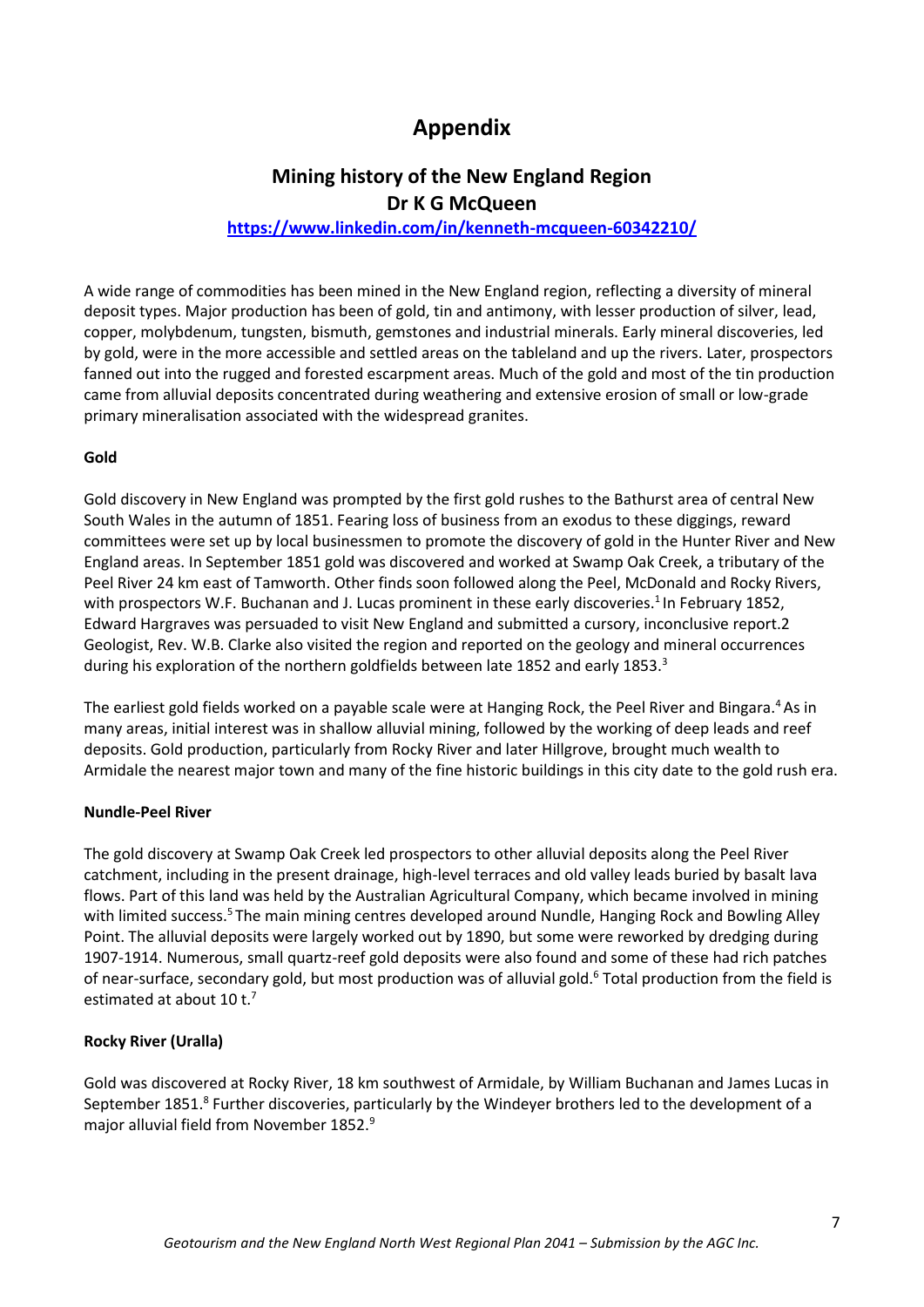# Appendix

## Mining history of the New England Region
## Dr K G McQueen

**https://www.linkedin.com/in/kenneth-mcqueen-60342210/**

A wide range of commodities has been mined in the New England region, reflecting a diversity of mineral deposit types. Major production has been of gold, tin and antimony, with lesser production of silver, lead, copper, molybdenum, tungsten, bismuth, gemstones and industrial minerals. Early mineral discoveries, led by gold, were in the more accessible and settled areas on the tableland and up the rivers. Later, prospectors fanned out into the rugged and forested escarpment areas. Much of the gold and most of the tin production came from alluvial deposits concentrated during weathering and extensive erosion of small or low-grade primary mineralisation associated with the widespread granites.

**Gold**

Gold discovery in New England was prompted by the first gold rushes to the Bathurst area of central New South Wales in the autumn of 1851. Fearing loss of business from an exodus to these diggings, reward committees were set up by local businessmen to promote the discovery of gold in the Hunter River and New England areas. In September 1851 gold was discovered and worked at Swamp Oak Creek, a tributary of the Peel River 24 km east of Tamworth. Other finds soon followed along the Peel, McDonald and Rocky Rivers, with prospectors W.F. Buchanan and J. Lucas prominent in these early discoveries.[1] In February 1852, Edward Hargraves was persuaded to visit New England and submitted a cursory, inconclusive report.2 Geologist, Rev. W.B. Clarke also visited the region and reported on the geology and mineral occurrences during his exploration of the northern goldfields between late 1852 and early 1853.[3]

The earliest gold fields worked on a payable scale were at Hanging Rock, the Peel River and Bingara.[4] As in many areas, initial interest was in shallow alluvial mining, followed by the working of deep leads and reef deposits. Gold production, particularly from Rocky River and later Hillgrove, brought much wealth to Armidale the nearest major town and many of the fine historic buildings in this city date to the gold rush era.

**Nundle-Peel River**

The gold discovery at Swamp Oak Creek led prospectors to other alluvial deposits along the Peel River catchment, including in the present drainage, high-level terraces and old valley leads buried by basalt lava flows. Part of this land was held by the Australian Agricultural Company, which became involved in mining with limited success.[5] The main mining centres developed around Nundle, Hanging Rock and Bowling Alley Point. The alluvial deposits were largely worked out by 1890, but some were reworked by dredging during 1907-1914. Numerous, small quartz-reef gold deposits were also found and some of these had rich patches of near-surface, secondary gold, but most production was of alluvial gold.[6] Total production from the field is estimated at about 10 t.[7]

**Rocky River (Uralla)**

Gold was discovered at Rocky River, 18 km southwest of Armidale, by William Buchanan and James Lucas in September 1851.[8] Further discoveries, particularly by the Windeyer brothers led to the development of a major alluvial field from November 1852.[9]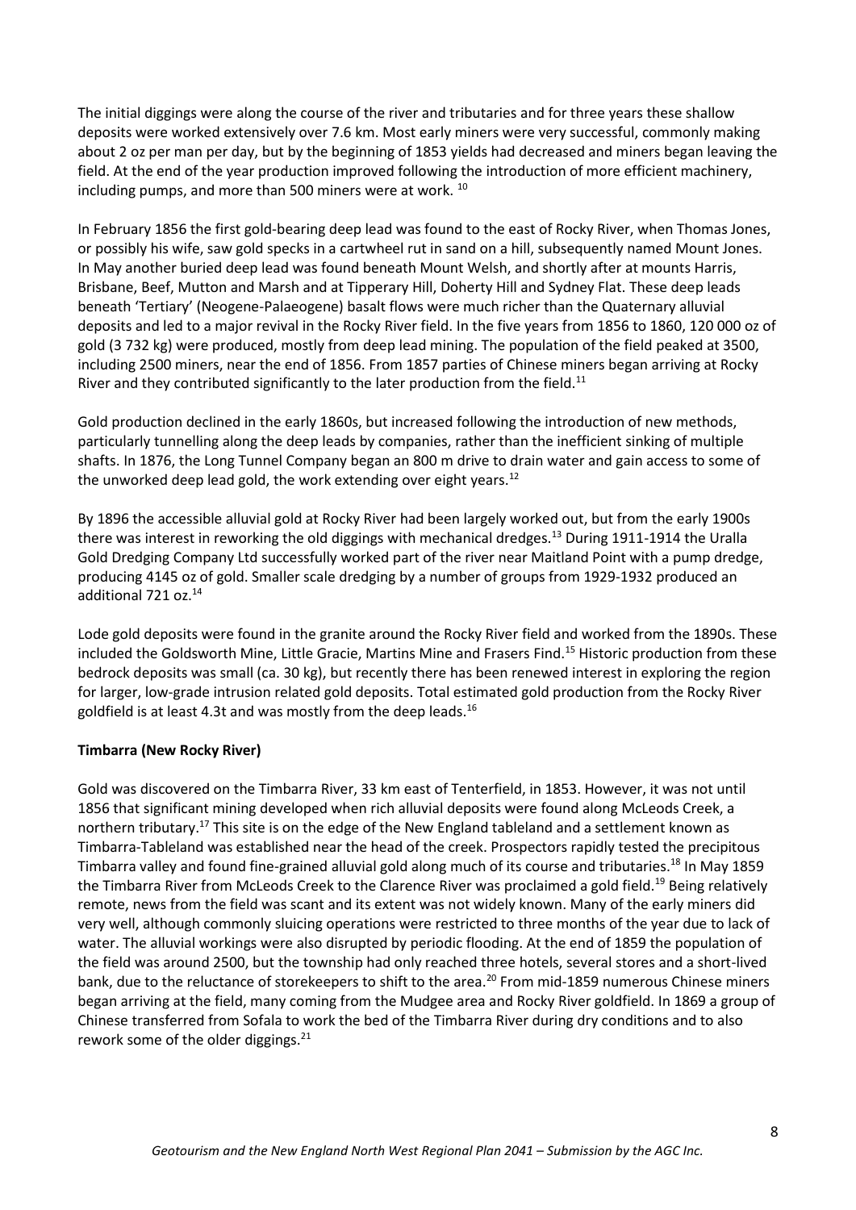The initial diggings were along the course of the river and tributaries and for three years these shallow deposits were worked extensively over 7.6 km. Most early miners were very successful, commonly making about 2 oz per man per day, but by the beginning of 1853 yields had decreased and miners began leaving the field. At the end of the year production improved following the introduction of more efficient machinery, including pumps, and more than 500 miners were at work. [10]

In February 1856 the first gold-bearing deep lead was found to the east of Rocky River, when Thomas Jones, or possibly his wife, saw gold specks in a cartwheel rut in sand on a hill, subsequently named Mount Jones. In May another buried deep lead was found beneath Mount Welsh, and shortly after at mounts Harris, Brisbane, Beef, Mutton and Marsh and at Tipperary Hill, Doherty Hill and Sydney Flat. These deep leads beneath 'Tertiary' (Neogene-Palaeogene) basalt flows were much richer than the Quaternary alluvial deposits and led to a major revival in the Rocky River field. In the five years from 1856 to 1860, 120 000 oz of gold (3 732 kg) were produced, mostly from deep lead mining. The population of the field peaked at 3500, including 2500 miners, near the end of 1856. From 1857 parties of Chinese miners began arriving at Rocky River and they contributed significantly to the later production from the field.[11]

Gold production declined in the early 1860s, but increased following the introduction of new methods, particularly tunnelling along the deep leads by companies, rather than the inefficient sinking of multiple shafts. In 1876, the Long Tunnel Company began an 800 m drive to drain water and gain access to some of the unworked deep lead gold, the work extending over eight years.[12]

By 1896 the accessible alluvial gold at Rocky River had been largely worked out, but from the early 1900s there was interest in reworking the old diggings with mechanical dredges.[13] During 1911-1914 the Uralla Gold Dredging Company Ltd successfully worked part of the river near Maitland Point with a pump dredge, producing 4145 oz of gold. Smaller scale dredging by a number of groups from 1929-1932 produced an additional 721 oz.[14]

Lode gold deposits were found in the granite around the Rocky River field and worked from the 1890s. These included the Goldsworth Mine, Little Gracie, Martins Mine and Frasers Find.[15] Historic production from these bedrock deposits was small (ca. 30 kg), but recently there has been renewed interest in exploring the region for larger, low-grade intrusion related gold deposits. Total estimated gold production from the Rocky River goldfield is at least 4.3t and was mostly from the deep leads.[16]

**Timbarra (New Rocky River)**

Gold was discovered on the Timbarra River, 33 km east of Tenterfield, in 1853. However, it was not until 1856 that significant mining developed when rich alluvial deposits were found along McLeods Creek, a northern tributary.[17] This site is on the edge of the New England tableland and a settlement known as Timbarra-Tableland was established near the head of the creek. Prospectors rapidly tested the precipitous Timbarra valley and found fine-grained alluvial gold along much of its course and tributaries.[18] In May 1859 the Timbarra River from McLeods Creek to the Clarence River was proclaimed a gold field.[19] Being relatively remote, news from the field was scant and its extent was not widely known. Many of the early miners did very well, although commonly sluicing operations were restricted to three months of the year due to lack of water. The alluvial workings were also disrupted by periodic flooding. At the end of 1859 the population of the field was around 2500, but the township had only reached three hotels, several stores and a short-lived bank, due to the reluctance of storekeepers to shift to the area.[20] From mid-1859 numerous Chinese miners began arriving at the field, many coming from the Mudgee area and Rocky River goldfield. In 1869 a group of Chinese transferred from Sofala to work the bed of the Timbarra River during dry conditions and to also rework some of the older diggings.[21]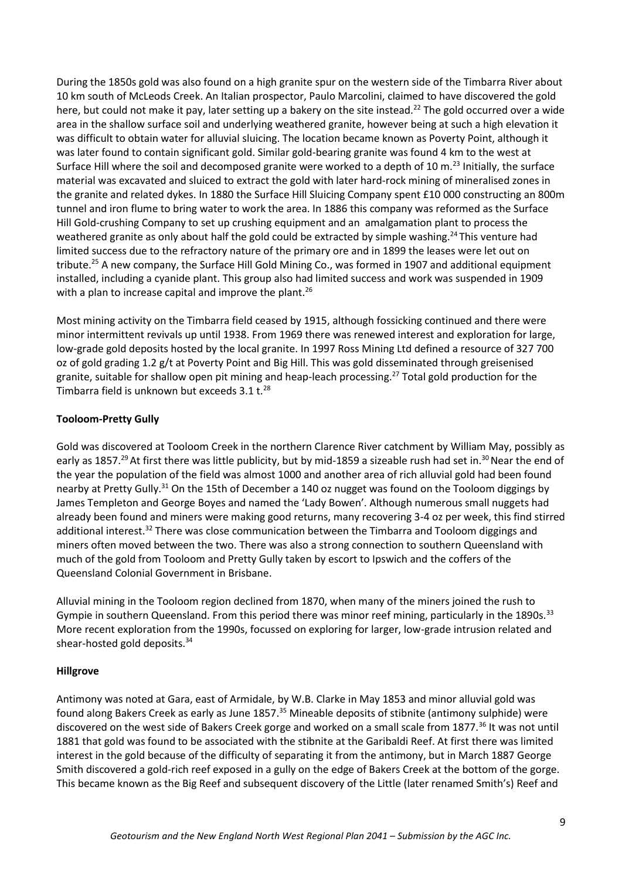During the 1850s gold was also found on a high granite spur on the western side of the Timbarra River about 10 km south of McLeods Creek. An Italian prospector, Paulo Marcolini, claimed to have discovered the gold here, but could not make it pay, later setting up a bakery on the site instead.[22] The gold occurred over a wide area in the shallow surface soil and underlying weathered granite, however being at such a high elevation it was difficult to obtain water for alluvial sluicing. The location became known as Poverty Point, although it was later found to contain significant gold. Similar gold-bearing granite was found 4 km to the west at Surface Hill where the soil and decomposed granite were worked to a depth of 10 m.[23] Initially, the surface material was excavated and sluiced to extract the gold with later hard-rock mining of mineralised zones in the granite and related dykes. In 1880 the Surface Hill Sluicing Company spent £10 000 constructing an 800m tunnel and iron flume to bring water to work the area. In 1886 this company was reformed as the Surface Hill Gold-crushing Company to set up crushing equipment and an amalgamation plant to process the weathered granite as only about half the gold could be extracted by simple washing.[24] This venture had limited success due to the refractory nature of the primary ore and in 1899 the leases were let out on tribute.[25] A new company, the Surface Hill Gold Mining Co., was formed in 1907 and additional equipment installed, including a cyanide plant. This group also had limited success and work was suspended in 1909 with a plan to increase capital and improve the plant.[26]

Most mining activity on the Timbarra field ceased by 1915, although fossicking continued and there were minor intermittent revivals up until 1938. From 1969 there was renewed interest and exploration for large, low-grade gold deposits hosted by the local granite. In 1997 Ross Mining Ltd defined a resource of 327 700 oz of gold grading 1.2 g/t at Poverty Point and Big Hill. This was gold disseminated through greisenised granite, suitable for shallow open pit mining and heap-leach processing.[27] Total gold production for the Timbarra field is unknown but exceeds 3.1 t.[28]

**Tooloom-Pretty Gully**

Gold was discovered at Tooloom Creek in the northern Clarence River catchment by William May, possibly as early as 1857.[29] At first there was little publicity, but by mid-1859 a sizeable rush had set in.[30] Near the end of the year the population of the field was almost 1000 and another area of rich alluvial gold had been found nearby at Pretty Gully.[31] On the 15th of December a 140 oz nugget was found on the Tooloom diggings by James Templeton and George Boyes and named the 'Lady Bowen'. Although numerous small nuggets had already been found and miners were making good returns, many recovering 3-4 oz per week, this find stirred additional interest.[32] There was close communication between the Timbarra and Tooloom diggings and miners often moved between the two. There was also a strong connection to southern Queensland with much of the gold from Tooloom and Pretty Gully taken by escort to Ipswich and the coffers of the Queensland Colonial Government in Brisbane.

Alluvial mining in the Tooloom region declined from 1870, when many of the miners joined the rush to Gympie in southern Queensland. From this period there was minor reef mining, particularly in the 1890s.[33] More recent exploration from the 1990s, focussed on exploring for larger, low-grade intrusion related and shear-hosted gold deposits.[34]

**Hillgrove**

Antimony was noted at Gara, east of Armidale, by W.B. Clarke in May 1853 and minor alluvial gold was found along Bakers Creek as early as June 1857.[35] Mineable deposits of stibnite (antimony sulphide) were discovered on the west side of Bakers Creek gorge and worked on a small scale from 1877.[36] It was not until 1881 that gold was found to be associated with the stibnite at the Garibaldi Reef. At first there was limited interest in the gold because of the difficulty of separating it from the antimony, but in March 1887 George Smith discovered a gold-rich reef exposed in a gully on the edge of Bakers Creek at the bottom of the gorge. This became known as the Big Reef and subsequent discovery of the Little (later renamed Smith's) Reef and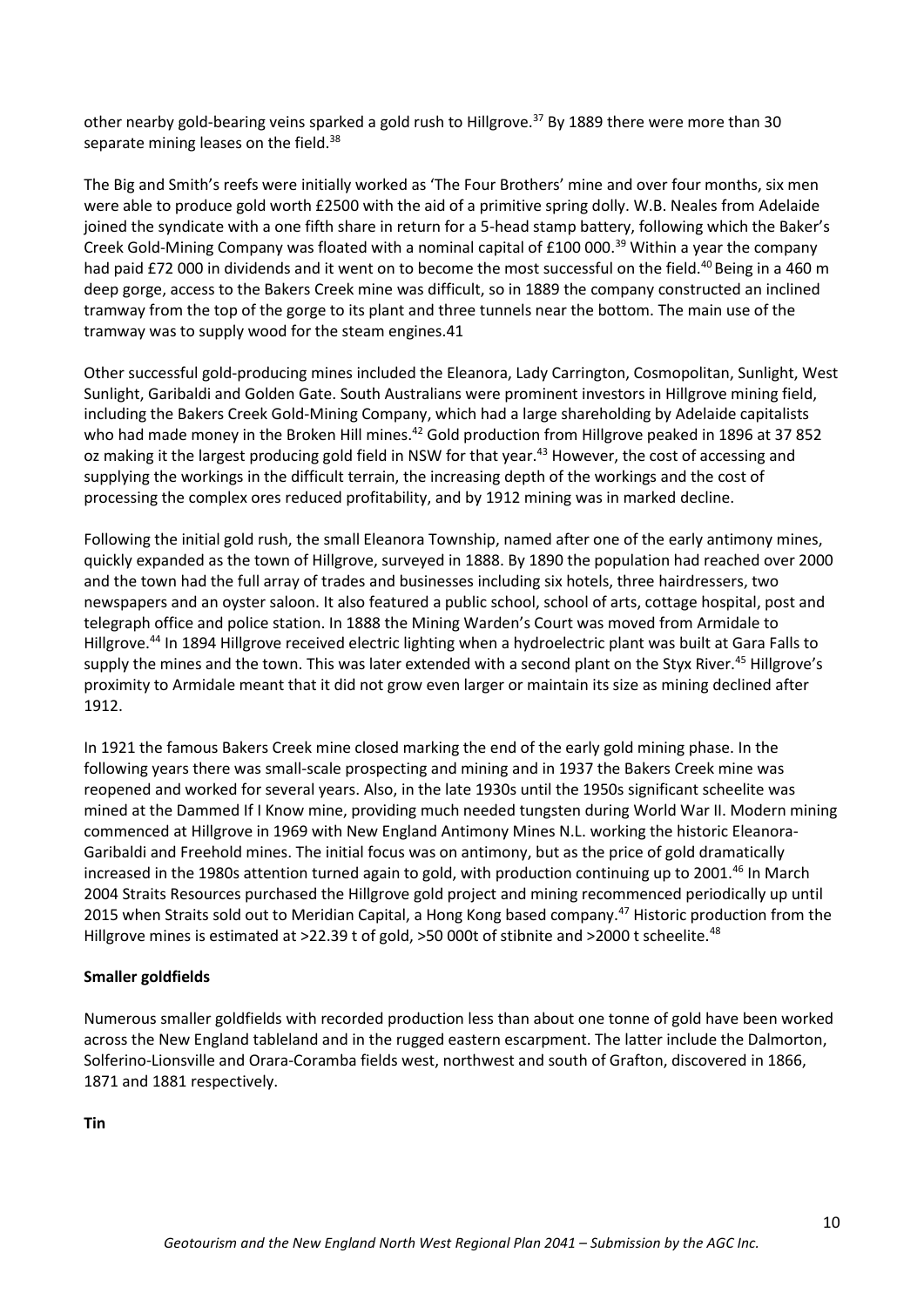other nearby gold-bearing veins sparked a gold rush to Hillgrove.[37] By 1889 there were more than 30 separate mining leases on the field.[38]

The Big and Smith's reefs were initially worked as 'The Four Brothers' mine and over four months, six men were able to produce gold worth £2500 with the aid of a primitive spring dolly. W.B. Neales from Adelaide joined the syndicate with a one fifth share in return for a 5-head stamp battery, following which the Baker's Creek Gold-Mining Company was floated with a nominal capital of £100 000.[39] Within a year the company had paid £72 000 in dividends and it went on to become the most successful on the field.[40] Being in a 460 m deep gorge, access to the Bakers Creek mine was difficult, so in 1889 the company constructed an inclined tramway from the top of the gorge to its plant and three tunnels near the bottom. The main use of the tramway was to supply wood for the steam engines.41

Other successful gold-producing mines included the Eleanora, Lady Carrington, Cosmopolitan, Sunlight, West Sunlight, Garibaldi and Golden Gate. South Australians were prominent investors in Hillgrove mining field, including the Bakers Creek Gold-Mining Company, which had a large shareholding by Adelaide capitalists who had made money in the Broken Hill mines.[42] Gold production from Hillgrove peaked in 1896 at 37 852 oz making it the largest producing gold field in NSW for that year.[43] However, the cost of accessing and supplying the workings in the difficult terrain, the increasing depth of the workings and the cost of processing the complex ores reduced profitability, and by 1912 mining was in marked decline.

Following the initial gold rush, the small Eleanora Township, named after one of the early antimony mines, quickly expanded as the town of Hillgrove, surveyed in 1888. By 1890 the population had reached over 2000 and the town had the full array of trades and businesses including six hotels, three hairdressers, two newspapers and an oyster saloon. It also featured a public school, school of arts, cottage hospital, post and telegraph office and police station. In 1888 the Mining Warden's Court was moved from Armidale to Hillgrove.[44] In 1894 Hillgrove received electric lighting when a hydroelectric plant was built at Gara Falls to supply the mines and the town. This was later extended with a second plant on the Styx River.[45] Hillgrove's proximity to Armidale meant that it did not grow even larger or maintain its size as mining declined after 1912.

In 1921 the famous Bakers Creek mine closed marking the end of the early gold mining phase. In the following years there was small-scale prospecting and mining and in 1937 the Bakers Creek mine was reopened and worked for several years. Also, in the late 1930s until the 1950s significant scheelite was mined at the Dammed If I Know mine, providing much needed tungsten during World War II. Modern mining commenced at Hillgrove in 1969 with New England Antimony Mines N.L. working the historic Eleanora-Garibaldi and Freehold mines. The initial focus was on antimony, but as the price of gold dramatically increased in the 1980s attention turned again to gold, with production continuing up to 2001.[46] In March 2004 Straits Resources purchased the Hillgrove gold project and mining recommenced periodically up until 2015 when Straits sold out to Meridian Capital, a Hong Kong based company.[47] Historic production from the Hillgrove mines is estimated at >22.39 t of gold, >50 000t of stibnite and >2000 t scheelite.[48]

**Smaller goldfields**

Numerous smaller goldfields with recorded production less than about one tonne of gold have been worked across the New England tableland and in the rugged eastern escarpment. The latter include the Dalmorton, Solferino-Lionsville and Orara-Coramba fields west, northwest and south of Grafton, discovered in 1866, 1871 and 1881 respectively.

**Tin**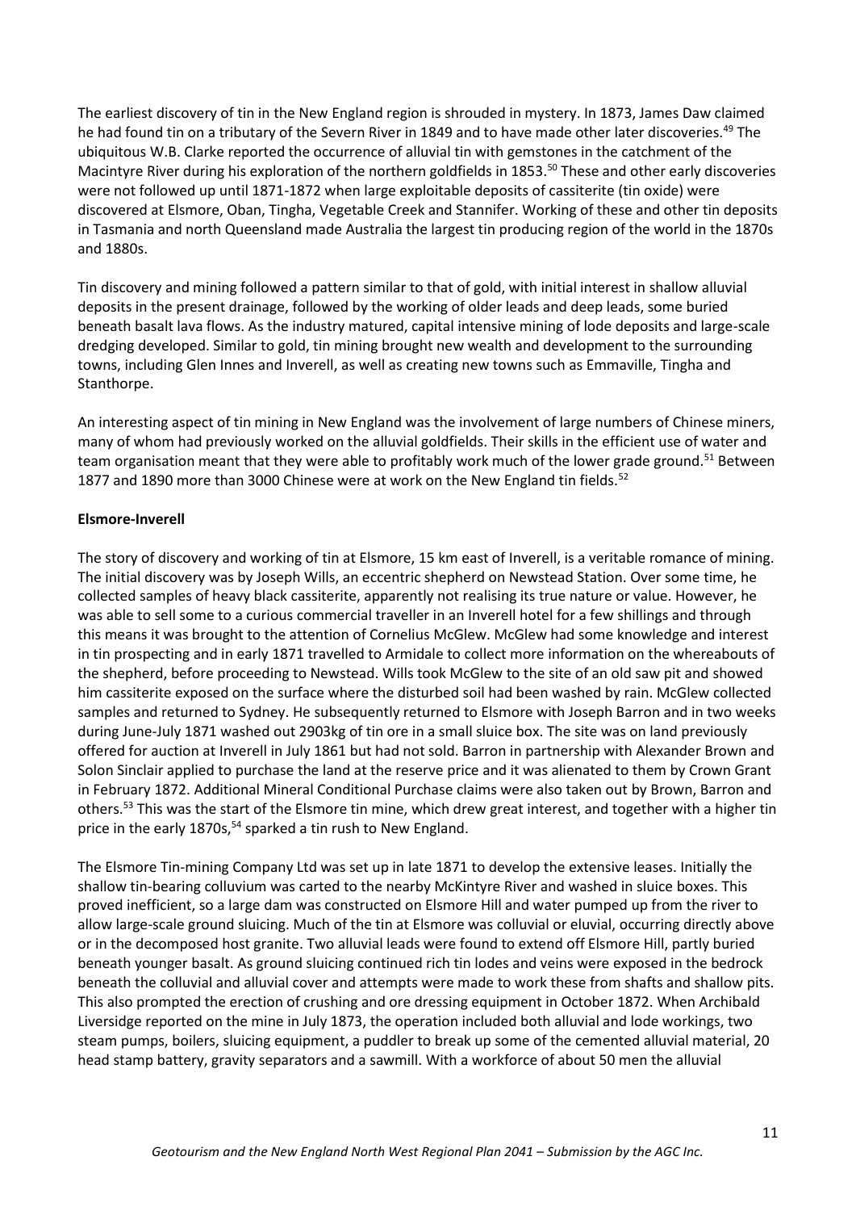The earliest discovery of tin in the New England region is shrouded in mystery. In 1873, James Daw claimed he had found tin on a tributary of the Severn River in 1849 and to have made other later discoveries.[49] The ubiquitous W.B. Clarke reported the occurrence of alluvial tin with gemstones in the catchment of the Macintyre River during his exploration of the northern goldfields in 1853.[50] These and other early discoveries were not followed up until 1871-1872 when large exploitable deposits of cassiterite (tin oxide) were discovered at Elsmore, Oban, Tingha, Vegetable Creek and Stannifer. Working of these and other tin deposits in Tasmania and north Queensland made Australia the largest tin producing region of the world in the 1870s and 1880s.

Tin discovery and mining followed a pattern similar to that of gold, with initial interest in shallow alluvial deposits in the present drainage, followed by the working of older leads and deep leads, some buried beneath basalt lava flows. As the industry matured, capital intensive mining of lode deposits and large-scale dredging developed. Similar to gold, tin mining brought new wealth and development to the surrounding towns, including Glen Innes and Inverell, as well as creating new towns such as Emmaville, Tingha and Stanthorpe.

An interesting aspect of tin mining in New England was the involvement of large numbers of Chinese miners, many of whom had previously worked on the alluvial goldfields. Their skills in the efficient use of water and team organisation meant that they were able to profitably work much of the lower grade ground.[51] Between 1877 and 1890 more than 3000 Chinese were at work on the New England tin fields.[52]

**Elsmore-Inverell**

The story of discovery and working of tin at Elsmore, 15 km east of Inverell, is a veritable romance of mining. The initial discovery was by Joseph Wills, an eccentric shepherd on Newstead Station. Over some time, he collected samples of heavy black cassiterite, apparently not realising its true nature or value. However, he was able to sell some to a curious commercial traveller in an Inverell hotel for a few shillings and through this means it was brought to the attention of Cornelius McGlew. McGlew had some knowledge and interest in tin prospecting and in early 1871 travelled to Armidale to collect more information on the whereabouts of the shepherd, before proceeding to Newstead. Wills took McGlew to the site of an old saw pit and showed him cassiterite exposed on the surface where the disturbed soil had been washed by rain. McGlew collected samples and returned to Sydney. He subsequently returned to Elsmore with Joseph Barron and in two weeks during June-July 1871 washed out 2903kg of tin ore in a small sluice box. The site was on land previously offered for auction at Inverell in July 1861 but had not sold. Barron in partnership with Alexander Brown and Solon Sinclair applied to purchase the land at the reserve price and it was alienated to them by Crown Grant in February 1872. Additional Mineral Conditional Purchase claims were also taken out by Brown, Barron and others.[53] This was the start of the Elsmore tin mine, which drew great interest, and together with a higher tin price in the early 1870s,[54] sparked a tin rush to New England.

The Elsmore Tin-mining Company Ltd was set up in late 1871 to develop the extensive leases. Initially the shallow tin-bearing colluvium was carted to the nearby McKintyre River and washed in sluice boxes. This proved inefficient, so a large dam was constructed on Elsmore Hill and water pumped up from the river to allow large-scale ground sluicing. Much of the tin at Elsmore was colluvial or eluvial, occurring directly above or in the decomposed host granite. Two alluvial leads were found to extend off Elsmore Hill, partly buried beneath younger basalt. As ground sluicing continued rich tin lodes and veins were exposed in the bedrock beneath the colluvial and alluvial cover and attempts were made to work these from shafts and shallow pits. This also prompted the erection of crushing and ore dressing equipment in October 1872. When Archibald Liversidge reported on the mine in July 1873, the operation included both alluvial and lode workings, two steam pumps, boilers, sluicing equipment, a puddler to break up some of the cemented alluvial material, 20 head stamp battery, gravity separators and a sawmill. With a workforce of about 50 men the alluvial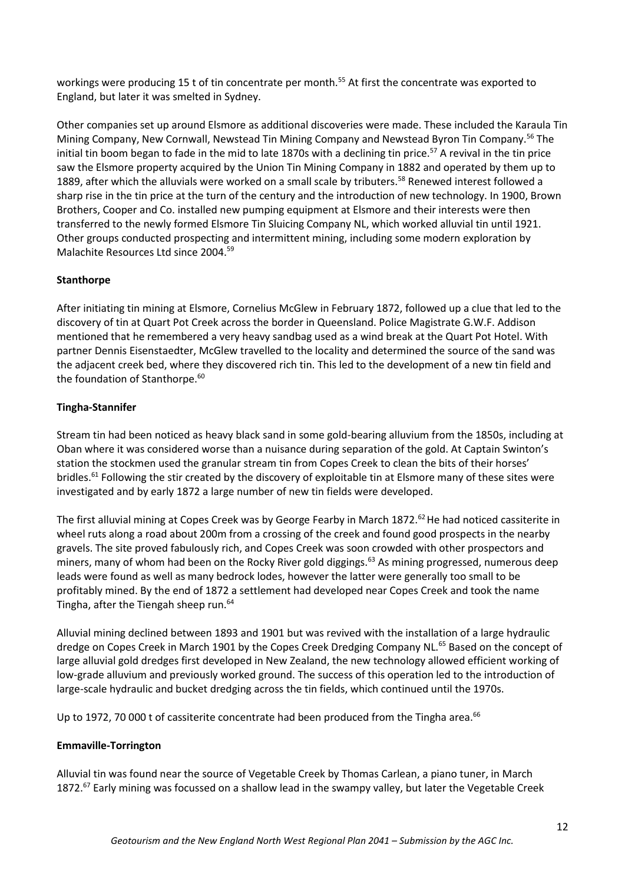workings were producing 15 t of tin concentrate per month.[55] At first the concentrate was exported to England, but later it was smelted in Sydney.

Other companies set up around Elsmore as additional discoveries were made. These included the Karaula Tin Mining Company, New Cornwall, Newstead Tin Mining Company and Newstead Byron Tin Company.[56] The initial tin boom began to fade in the mid to late 1870s with a declining tin price.[57] A revival in the tin price saw the Elsmore property acquired by the Union Tin Mining Company in 1882 and operated by them up to 1889, after which the alluvials were worked on a small scale by tributers.[58] Renewed interest followed a sharp rise in the tin price at the turn of the century and the introduction of new technology. In 1900, Brown Brothers, Cooper and Co. installed new pumping equipment at Elsmore and their interests were then transferred to the newly formed Elsmore Tin Sluicing Company NL, which worked alluvial tin until 1921. Other groups conducted prospecting and intermittent mining, including some modern exploration by Malachite Resources Ltd since 2004.[59]

**Stanthorpe**

After initiating tin mining at Elsmore, Cornelius McGlew in February 1872, followed up a clue that led to the discovery of tin at Quart Pot Creek across the border in Queensland. Police Magistrate G.W.F. Addison mentioned that he remembered a very heavy sandbag used as a wind break at the Quart Pot Hotel. With partner Dennis Eisenstaedter, McGlew travelled to the locality and determined the source of the sand was the adjacent creek bed, where they discovered rich tin. This led to the development of a new tin field and the foundation of Stanthorpe.[60]

**Tingha-Stannifer**

Stream tin had been noticed as heavy black sand in some gold-bearing alluvium from the 1850s, including at Oban where it was considered worse than a nuisance during separation of the gold. At Captain Swinton's station the stockmen used the granular stream tin from Copes Creek to clean the bits of their horses' bridles.[61] Following the stir created by the discovery of exploitable tin at Elsmore many of these sites were investigated and by early 1872 a large number of new tin fields were developed.

The first alluvial mining at Copes Creek was by George Fearby in March 1872.[62] He had noticed cassiterite in wheel ruts along a road about 200m from a crossing of the creek and found good prospects in the nearby gravels. The site proved fabulously rich, and Copes Creek was soon crowded with other prospectors and miners, many of whom had been on the Rocky River gold diggings.[63] As mining progressed, numerous deep leads were found as well as many bedrock lodes, however the latter were generally too small to be profitably mined. By the end of 1872 a settlement had developed near Copes Creek and took the name Tingha, after the Tiengah sheep run.[64]

Alluvial mining declined between 1893 and 1901 but was revived with the installation of a large hydraulic dredge on Copes Creek in March 1901 by the Copes Creek Dredging Company NL.[65] Based on the concept of large alluvial gold dredges first developed in New Zealand, the new technology allowed efficient working of low-grade alluvium and previously worked ground. The success of this operation led to the introduction of large-scale hydraulic and bucket dredging across the tin fields, which continued until the 1970s.

Up to 1972, 70 000 t of cassiterite concentrate had been produced from the Tingha area.[66]

**Emmaville-Torrington**

Alluvial tin was found near the source of Vegetable Creek by Thomas Carlean, a piano tuner, in March 1872.[67] Early mining was focussed on a shallow lead in the swampy valley, but later the Vegetable Creek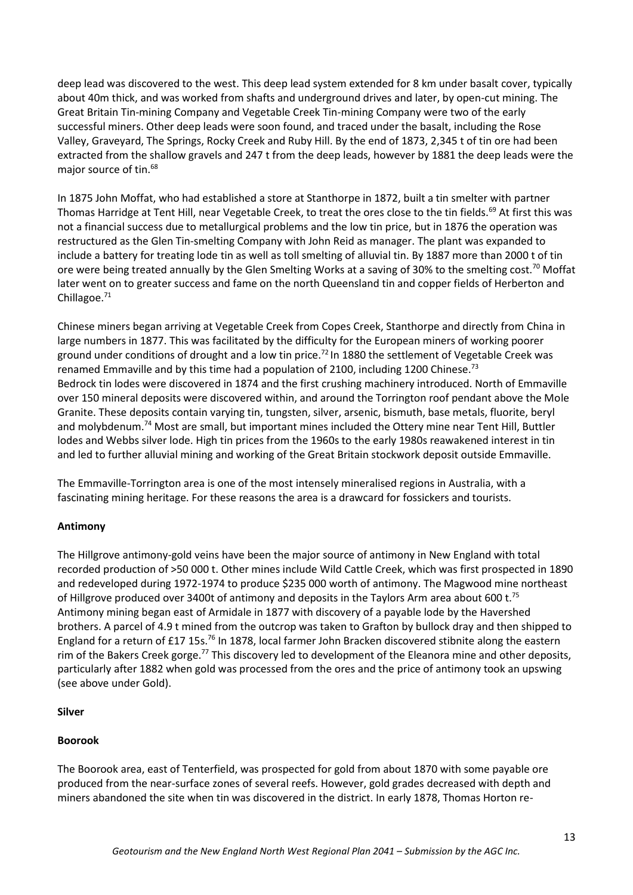deep lead was discovered to the west. This deep lead system extended for 8 km under basalt cover, typically about 40m thick, and was worked from shafts and underground drives and later, by open-cut mining. The Great Britain Tin-mining Company and Vegetable Creek Tin-mining Company were two of the early successful miners. Other deep leads were soon found, and traced under the basalt, including the Rose Valley, Graveyard, The Springs, Rocky Creek and Ruby Hill. By the end of 1873, 2,345 t of tin ore had been extracted from the shallow gravels and 247 t from the deep leads, however by 1881 the deep leads were the major source of tin.[68]

In 1875 John Moffat, who had established a store at Stanthorpe in 1872, built a tin smelter with partner Thomas Harridge at Tent Hill, near Vegetable Creek, to treat the ores close to the tin fields.[69] At first this was not a financial success due to metallurgical problems and the low tin price, but in 1876 the operation was restructured as the Glen Tin-smelting Company with John Reid as manager. The plant was expanded to include a battery for treating lode tin as well as toll smelting of alluvial tin. By 1887 more than 2000 t of tin ore were being treated annually by the Glen Smelting Works at a saving of 30% to the smelting cost.[70] Moffat later went on to greater success and fame on the north Queensland tin and copper fields of Herberton and Chillagoe.[71]

Chinese miners began arriving at Vegetable Creek from Copes Creek, Stanthorpe and directly from China in large numbers in 1877. This was facilitated by the difficulty for the European miners of working poorer ground under conditions of drought and a low tin price.[72] In 1880 the settlement of Vegetable Creek was renamed Emmaville and by this time had a population of 2100, including 1200 Chinese.[73]
Bedrock tin lodes were discovered in 1874 and the first crushing machinery introduced. North of Emmaville over 150 mineral deposits were discovered within, and around the Torrington roof pendant above the Mole Granite. These deposits contain varying tin, tungsten, silver, arsenic, bismuth, base metals, fluorite, beryl and molybdenum.[74] Most are small, but important mines included the Ottery mine near Tent Hill, Buttler lodes and Webbs silver lode. High tin prices from the 1960s to the early 1980s reawakened interest in tin and led to further alluvial mining and working of the Great Britain stockwork deposit outside Emmaville.

The Emmaville-Torrington area is one of the most intensely mineralised regions in Australia, with a fascinating mining heritage. For these reasons the area is a drawcard for fossickers and tourists.

**Antimony**

The Hillgrove antimony-gold veins have been the major source of antimony in New England with total recorded production of >50 000 t. Other mines include Wild Cattle Creek, which was first prospected in 1890 and redeveloped during 1972-1974 to produce $235 000 worth of antimony. The Magwood mine northeast of Hillgrove produced over 3400t of antimony and deposits in the Taylors Arm area about 600 t.[75]
Antimony mining began east of Armidale in 1877 with discovery of a payable lode by the Havershed brothers. A parcel of 4.9 t mined from the outcrop was taken to Grafton by bullock dray and then shipped to England for a return of £17 15s.[76] In 1878, local farmer John Bracken discovered stibnite along the eastern rim of the Bakers Creek gorge.[77] This discovery led to development of the Eleanora mine and other deposits, particularly after 1882 when gold was processed from the ores and the price of antimony took an upswing (see above under Gold).

**Silver**

**Boorook**

The Boorook area, east of Tenterfield, was prospected for gold from about 1870 with some payable ore produced from the near-surface zones of several reefs. However, gold grades decreased with depth and miners abandoned the site when tin was discovered in the district. In early 1878, Thomas Horton re-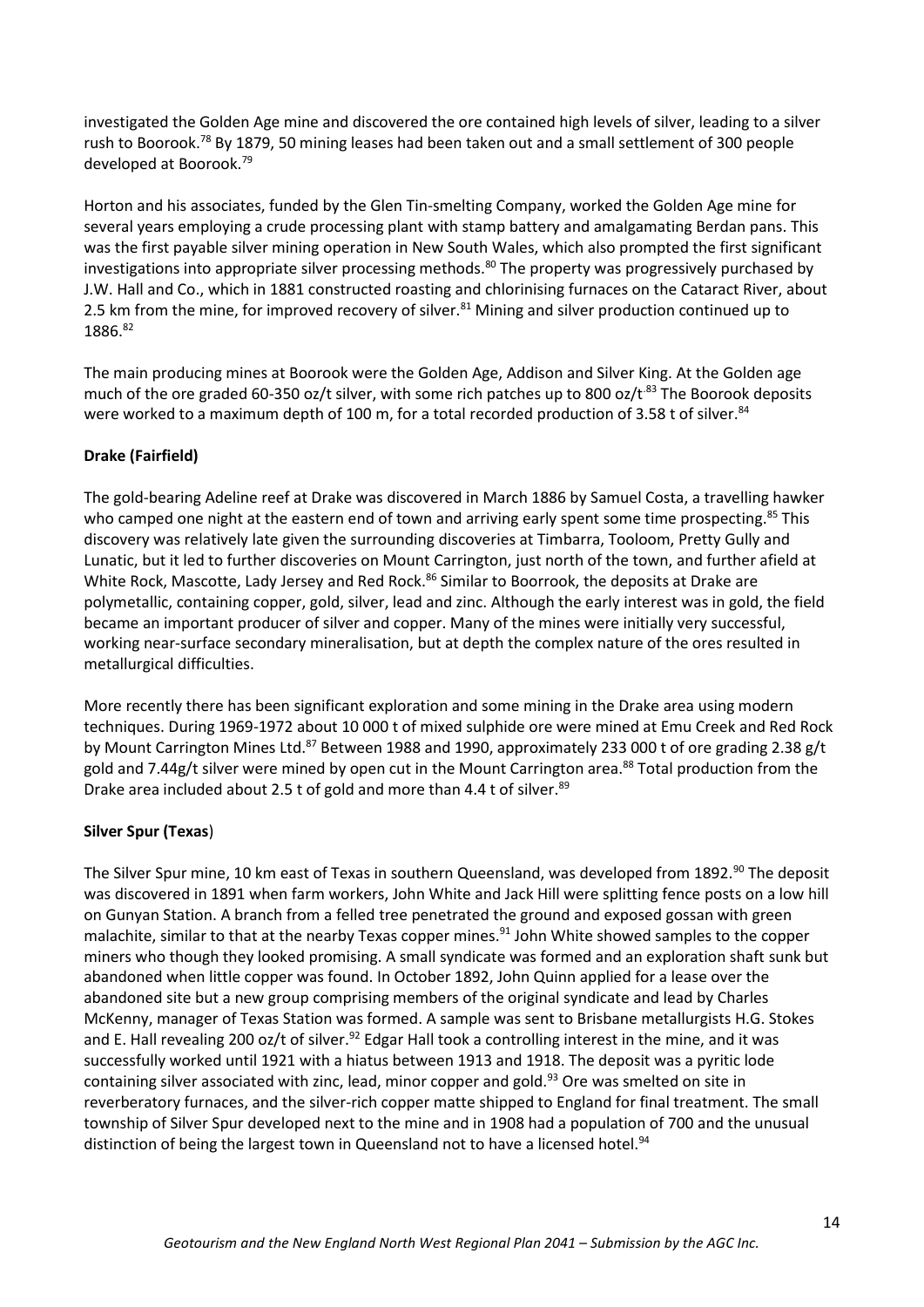investigated the Golden Age mine and discovered the ore contained high levels of silver, leading to a silver rush to Boorook.[78] By 1879, 50 mining leases had been taken out and a small settlement of 300 people developed at Boorook.[79]

Horton and his associates, funded by the Glen Tin-smelting Company, worked the Golden Age mine for several years employing a crude processing plant with stamp battery and amalgamating Berdan pans. This was the first payable silver mining operation in New South Wales, which also prompted the first significant investigations into appropriate silver processing methods.[80] The property was progressively purchased by J.W. Hall and Co., which in 1881 constructed roasting and chlorinising furnaces on the Cataract River, about 2.5 km from the mine, for improved recovery of silver.[81] Mining and silver production continued up to 1886.[82]

The main producing mines at Boorook were the Golden Age, Addison and Silver King. At the Golden age much of the ore graded 60-350 oz/t silver, with some rich patches up to 800 oz/t.[83] The Boorook deposits were worked to a maximum depth of 100 m, for a total recorded production of 3.58 t of silver.[84]

**Drake (Fairfield)**

The gold-bearing Adeline reef at Drake was discovered in March 1886 by Samuel Costa, a travelling hawker who camped one night at the eastern end of town and arriving early spent some time prospecting.[85] This discovery was relatively late given the surrounding discoveries at Timbarra, Tooloom, Pretty Gully and Lunatic, but it led to further discoveries on Mount Carrington, just north of the town, and further afield at White Rock, Mascotte, Lady Jersey and Red Rock.[86] Similar to Boorrook, the deposits at Drake are polymetallic, containing copper, gold, silver, lead and zinc. Although the early interest was in gold, the field became an important producer of silver and copper. Many of the mines were initially very successful, working near-surface secondary mineralisation, but at depth the complex nature of the ores resulted in metallurgical difficulties.

More recently there has been significant exploration and some mining in the Drake area using modern techniques. During 1969-1972 about 10 000 t of mixed sulphide ore were mined at Emu Creek and Red Rock by Mount Carrington Mines Ltd.[87] Between 1988 and 1990, approximately 233 000 t of ore grading 2.38 g/t gold and 7.44g/t silver were mined by open cut in the Mount Carrington area.[88] Total production from the Drake area included about 2.5 t of gold and more than 4.4 t of silver.[89]

**Silver Spur (Texas)**

The Silver Spur mine, 10 km east of Texas in southern Queensland, was developed from 1892.[90] The deposit was discovered in 1891 when farm workers, John White and Jack Hill were splitting fence posts on a low hill on Gunyan Station. A branch from a felled tree penetrated the ground and exposed gossan with green malachite, similar to that at the nearby Texas copper mines.[91] John White showed samples to the copper miners who though they looked promising. A small syndicate was formed and an exploration shaft sunk but abandoned when little copper was found. In October 1892, John Quinn applied for a lease over the abandoned site but a new group comprising members of the original syndicate and lead by Charles McKenny, manager of Texas Station was formed. A sample was sent to Brisbane metallurgists H.G. Stokes and E. Hall revealing 200 oz/t of silver.[92] Edgar Hall took a controlling interest in the mine, and it was successfully worked until 1921 with a hiatus between 1913 and 1918. The deposit was a pyritic lode containing silver associated with zinc, lead, minor copper and gold.[93] Ore was smelted on site in reverberatory furnaces, and the silver-rich copper matte shipped to England for final treatment. The small township of Silver Spur developed next to the mine and in 1908 had a population of 700 and the unusual distinction of being the largest town in Queensland not to have a licensed hotel.[94]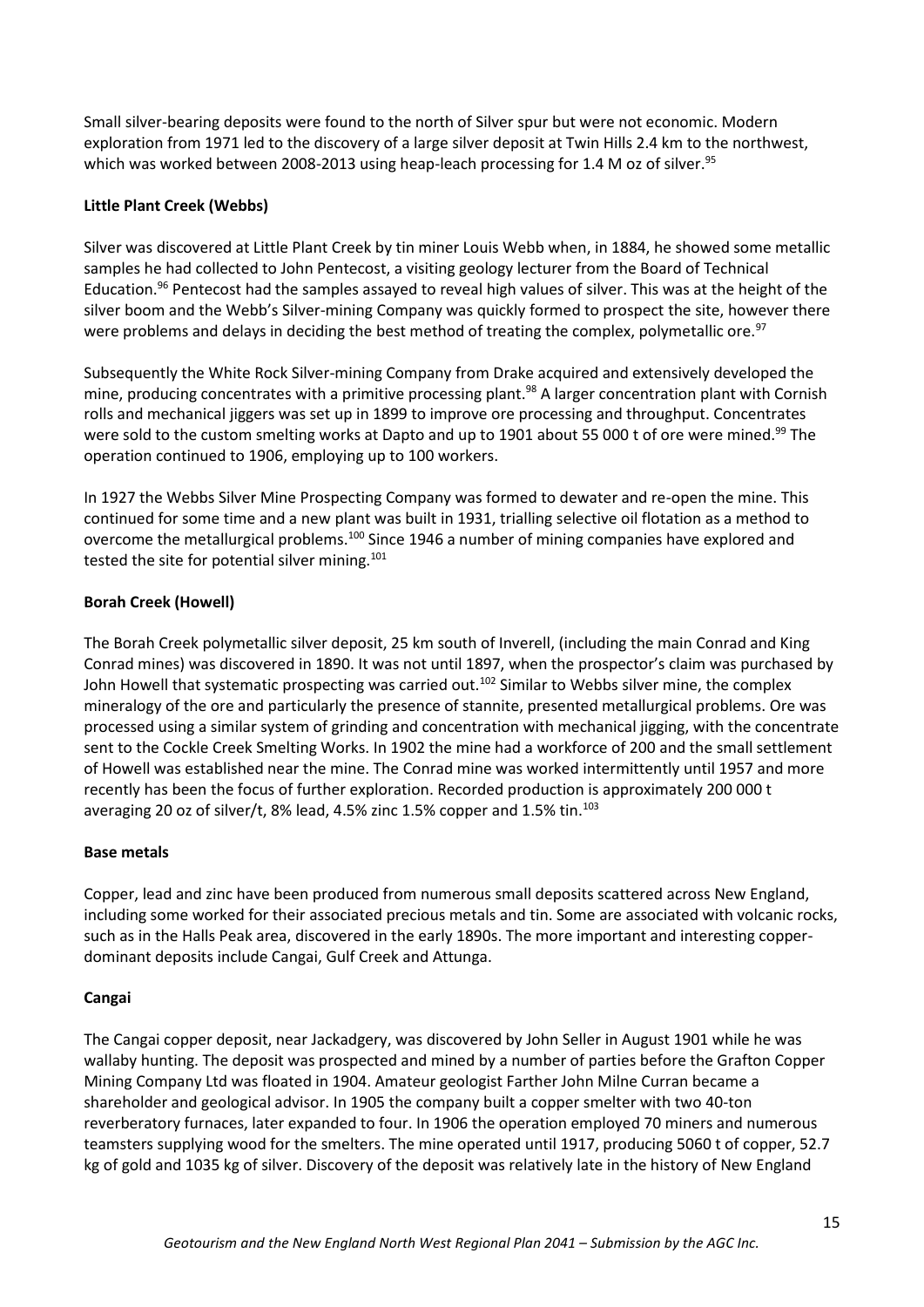Small silver-bearing deposits were found to the north of Silver spur but were not economic. Modern exploration from 1971 led to the discovery of a large silver deposit at Twin Hills 2.4 km to the northwest, which was worked between 2008-2013 using heap-leach processing for 1.4 M oz of silver.[95]

**Little Plant Creek (Webbs)**

Silver was discovered at Little Plant Creek by tin miner Louis Webb when, in 1884, he showed some metallic samples he had collected to John Pentecost, a visiting geology lecturer from the Board of Technical Education.[96] Pentecost had the samples assayed to reveal high values of silver. This was at the height of the silver boom and the Webb's Silver-mining Company was quickly formed to prospect the site, however there were problems and delays in deciding the best method of treating the complex, polymetallic ore.[97]

Subsequently the White Rock Silver-mining Company from Drake acquired and extensively developed the mine, producing concentrates with a primitive processing plant.[98] A larger concentration plant with Cornish rolls and mechanical jiggers was set up in 1899 to improve ore processing and throughput. Concentrates were sold to the custom smelting works at Dapto and up to 1901 about 55 000 t of ore were mined.[99] The operation continued to 1906, employing up to 100 workers.

In 1927 the Webbs Silver Mine Prospecting Company was formed to dewater and re-open the mine. This continued for some time and a new plant was built in 1931, trialling selective oil flotation as a method to overcome the metallurgical problems.[100] Since 1946 a number of mining companies have explored and tested the site for potential silver mining.[101]

**Borah Creek (Howell)**

The Borah Creek polymetallic silver deposit, 25 km south of Inverell, (including the main Conrad and King Conrad mines) was discovered in 1890. It was not until 1897, when the prospector's claim was purchased by John Howell that systematic prospecting was carried out.[102] Similar to Webbs silver mine, the complex mineralogy of the ore and particularly the presence of stannite, presented metallurgical problems. Ore was processed using a similar system of grinding and concentration with mechanical jigging, with the concentrate sent to the Cockle Creek Smelting Works. In 1902 the mine had a workforce of 200 and the small settlement of Howell was established near the mine. The Conrad mine was worked intermittently until 1957 and more recently has been the focus of further exploration. Recorded production is approximately 200 000 t averaging 20 oz of silver/t, 8% lead, 4.5% zinc 1.5% copper and 1.5% tin.[103]

**Base metals**

Copper, lead and zinc have been produced from numerous small deposits scattered across New England, including some worked for their associated precious metals and tin. Some are associated with volcanic rocks, such as in the Halls Peak area, discovered in the early 1890s. The more important and interesting copper-dominant deposits include Cangai, Gulf Creek and Attunga.

**Cangai**

The Cangai copper deposit, near Jackadgery, was discovered by John Seller in August 1901 while he was wallaby hunting. The deposit was prospected and mined by a number of parties before the Grafton Copper Mining Company Ltd was floated in 1904. Amateur geologist Farther John Milne Curran became a shareholder and geological advisor. In 1905 the company built a copper smelter with two 40-ton reverberatory furnaces, later expanded to four. In 1906 the operation employed 70 miners and numerous teamsters supplying wood for the smelters. The mine operated until 1917, producing 5060 t of copper, 52.7 kg of gold and 1035 kg of silver. Discovery of the deposit was relatively late in the history of New England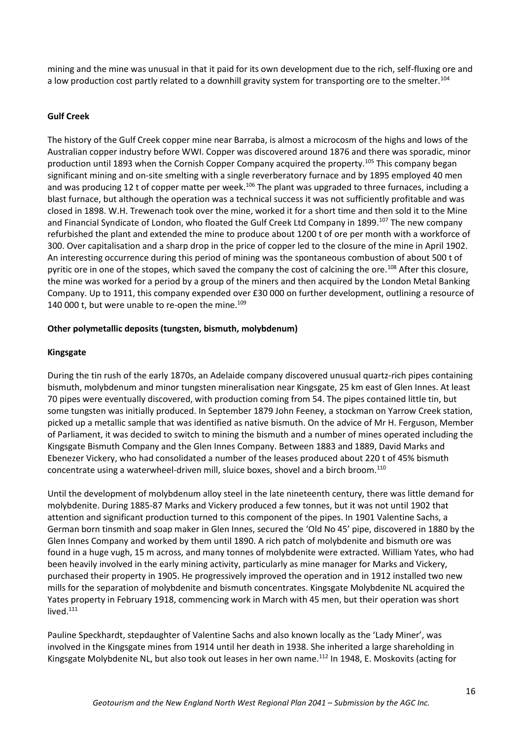mining and the mine was unusual in that it paid for its own development due to the rich, self-fluxing ore and a low production cost partly related to a downhill gravity system for transporting ore to the smelter.[104]

**Gulf Creek**

The history of the Gulf Creek copper mine near Barraba, is almost a microcosm of the highs and lows of the Australian copper industry before WWI. Copper was discovered around 1876 and there was sporadic, minor production until 1893 when the Cornish Copper Company acquired the property.[105] This company began significant mining and on-site smelting with a single reverberatory furnace and by 1895 employed 40 men and was producing 12 t of copper matte per week.[106] The plant was upgraded to three furnaces, including a blast furnace, but although the operation was a technical success it was not sufficiently profitable and was closed in 1898. W.H. Trewenach took over the mine, worked it for a short time and then sold it to the Mine and Financial Syndicate of London, who floated the Gulf Creek Ltd Company in 1899.[107] The new company refurbished the plant and extended the mine to produce about 1200 t of ore per month with a workforce of 300. Over capitalisation and a sharp drop in the price of copper led to the closure of the mine in April 1902. An interesting occurrence during this period of mining was the spontaneous combustion of about 500 t of pyritic ore in one of the stopes, which saved the company the cost of calcining the ore.[108] After this closure, the mine was worked for a period by a group of the miners and then acquired by the London Metal Banking Company. Up to 1911, this company expended over £30 000 on further development, outlining a resource of 140 000 t, but were unable to re-open the mine.[109]

**Other polymetallic deposits (tungsten, bismuth, molybdenum)**

**Kingsgate**

During the tin rush of the early 1870s, an Adelaide company discovered unusual quartz-rich pipes containing bismuth, molybdenum and minor tungsten mineralisation near Kingsgate, 25 km east of Glen Innes. At least 70 pipes were eventually discovered, with production coming from 54. The pipes contained little tin, but some tungsten was initially produced. In September 1879 John Feeney, a stockman on Yarrow Creek station, picked up a metallic sample that was identified as native bismuth. On the advice of Mr H. Ferguson, Member of Parliament, it was decided to switch to mining the bismuth and a number of mines operated including the Kingsgate Bismuth Company and the Glen Innes Company. Between 1883 and 1889, David Marks and Ebenezer Vickery, who had consolidated a number of the leases produced about 220 t of 45% bismuth concentrate using a waterwheel-driven mill, sluice boxes, shovel and a birch broom.[110]

Until the development of molybdenum alloy steel in the late nineteenth century, there was little demand for molybdenite. During 1885-87 Marks and Vickery produced a few tonnes, but it was not until 1902 that attention and significant production turned to this component of the pipes. In 1901 Valentine Sachs, a German born tinsmith and soap maker in Glen Innes, secured the 'Old No 45' pipe, discovered in 1880 by the Glen Innes Company and worked by them until 1890. A rich patch of molybdenite and bismuth ore was found in a huge vugh, 15 m across, and many tonnes of molybdenite were extracted. William Yates, who had been heavily involved in the early mining activity, particularly as mine manager for Marks and Vickery, purchased their property in 1905. He progressively improved the operation and in 1912 installed two new mills for the separation of molybdenite and bismuth concentrates. Kingsgate Molybdenite NL acquired the Yates property in February 1918, commencing work in March with 45 men, but their operation was short lived.[111]

Pauline Speckhardt, stepdaughter of Valentine Sachs and also known locally as the 'Lady Miner', was involved in the Kingsgate mines from 1914 until her death in 1938. She inherited a large shareholding in Kingsgate Molybdenite NL, but also took out leases in her own name.[112] In 1948, E. Moskovits (acting for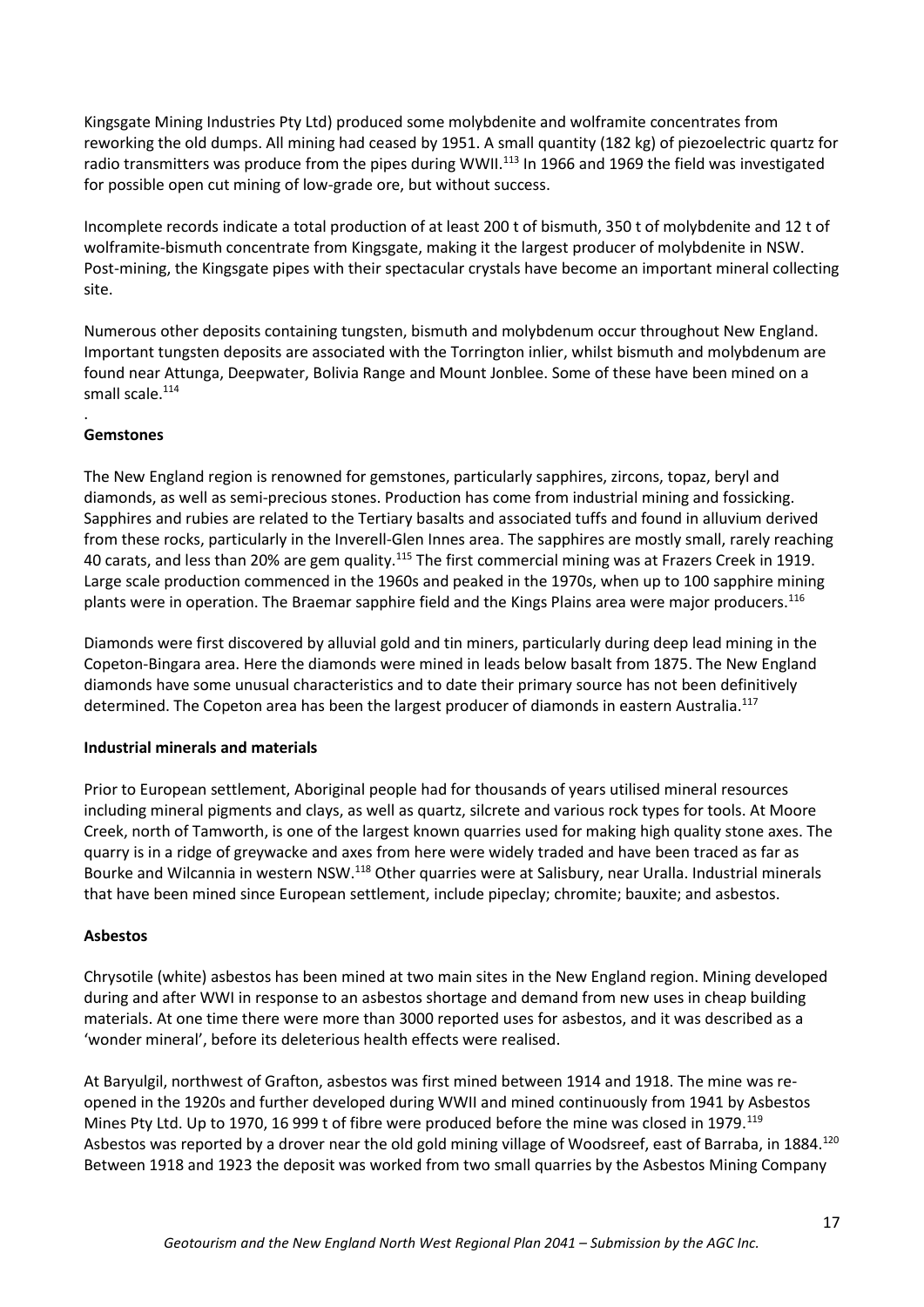Kingsgate Mining Industries Pty Ltd) produced some molybdenite and wolframite concentrates from reworking the old dumps. All mining had ceased by 1951. A small quantity (182 kg) of piezoelectric quartz for radio transmitters was produce from the pipes during WWII.[113] In 1966 and 1969 the field was investigated for possible open cut mining of low-grade ore, but without success.

Incomplete records indicate a total production of at least 200 t of bismuth, 350 t of molybdenite and 12 t of wolframite-bismuth concentrate from Kingsgate, making it the largest producer of molybdenite in NSW. Post-mining, the Kingsgate pipes with their spectacular crystals have become an important mineral collecting site.

Numerous other deposits containing tungsten, bismuth and molybdenum occur throughout New England. Important tungsten deposits are associated with the Torrington inlier, whilst bismuth and molybdenum are found near Attunga, Deepwater, Bolivia Range and Mount Jonblee. Some of these have been mined on a small scale.[114]

.

**Gemstones**

The New England region is renowned for gemstones, particularly sapphires, zircons, topaz, beryl and diamonds, as well as semi-precious stones. Production has come from industrial mining and fossicking. Sapphires and rubies are related to the Tertiary basalts and associated tuffs and found in alluvium derived from these rocks, particularly in the Inverell-Glen Innes area. The sapphires are mostly small, rarely reaching 40 carats, and less than 20% are gem quality.[115] The first commercial mining was at Frazers Creek in 1919. Large scale production commenced in the 1960s and peaked in the 1970s, when up to 100 sapphire mining plants were in operation. The Braemar sapphire field and the Kings Plains area were major producers.[116]

Diamonds were first discovered by alluvial gold and tin miners, particularly during deep lead mining in the Copeton-Bingara area. Here the diamonds were mined in leads below basalt from 1875. The New England diamonds have some unusual characteristics and to date their primary source has not been definitively determined. The Copeton area has been the largest producer of diamonds in eastern Australia.[117]

**Industrial minerals and materials**

Prior to European settlement, Aboriginal people had for thousands of years utilised mineral resources including mineral pigments and clays, as well as quartz, silcrete and various rock types for tools. At Moore Creek, north of Tamworth, is one of the largest known quarries used for making high quality stone axes. The quarry is in a ridge of greywacke and axes from here were widely traded and have been traced as far as Bourke and Wilcannia in western NSW.[118] Other quarries were at Salisbury, near Uralla. Industrial minerals that have been mined since European settlement, include pipeclay; chromite; bauxite; and asbestos.

**Asbestos**

Chrysotile (white) asbestos has been mined at two main sites in the New England region. Mining developed during and after WWI in response to an asbestos shortage and demand from new uses in cheap building materials. At one time there were more than 3000 reported uses for asbestos, and it was described as a 'wonder mineral', before its deleterious health effects were realised.

At Baryulgil, northwest of Grafton, asbestos was first mined between 1914 and 1918. The mine was re-opened in the 1920s and further developed during WWII and mined continuously from 1941 by Asbestos Mines Pty Ltd. Up to 1970, 16 999 t of fibre were produced before the mine was closed in 1979.[119] Asbestos was reported by a drover near the old gold mining village of Woodsreef, east of Barraba, in 1884.[120] Between 1918 and 1923 the deposit was worked from two small quarries by the Asbestos Mining Company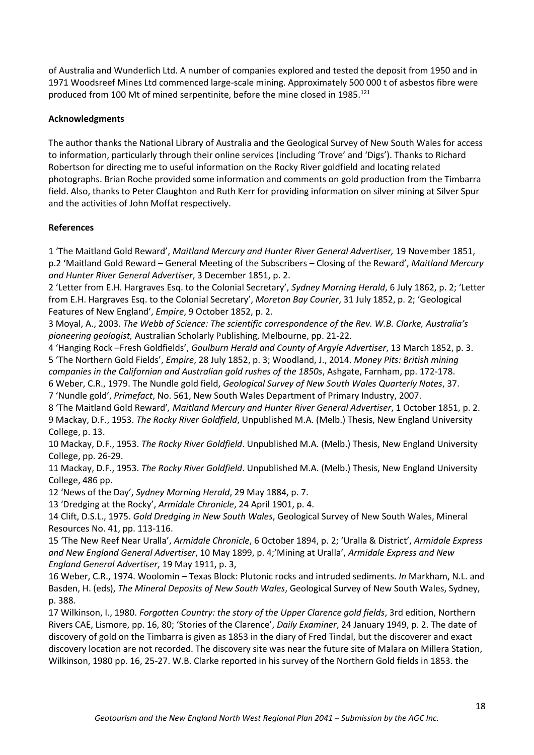of Australia and Wunderlich Ltd. A number of companies explored and tested the deposit from 1950 and in 1971 Woodsreef Mines Ltd commenced large-scale mining. Approximately 500 000 t of asbestos fibre were produced from 100 Mt of mined serpentinite, before the mine closed in 1985.[121]

## Acknowledgments

The author thanks the National Library of Australia and the Geological Survey of New South Wales for access to information, particularly through their online services (including 'Trove' and 'Digs'). Thanks to Richard Robertson for directing me to useful information on the Rocky River goldfield and locating related photographs. Brian Roche provided some information and comments on gold production from the Timbarra field. Also, thanks to Peter Claughton and Ruth Kerr for providing information on silver mining at Silver Spur and the activities of John Moffat respectively.

## References

1 'The Maitland Gold Reward', *Maitland Mercury and Hunter River General Advertiser,* 19 November 1851, p.2 'Maitland Gold Reward – General Meeting of the Subscribers – Closing of the Reward', *Maitland Mercury and Hunter River General Advertiser*, 3 December 1851, p. 2.

2 'Letter from E.H. Hargraves Esq. to the Colonial Secretary', *Sydney Morning Herald*, 6 July 1862, p. 2; 'Letter from E.H. Hargraves Esq. to the Colonial Secretary', *Moreton Bay Courier*, 31 July 1852, p. 2; 'Geological Features of New England', *Empire*, 9 October 1852, p. 2.

3 Moyal, A., 2003. *The Webb of Science: The scientific correspondence of the Rev. W.B. Clarke, Australia's pioneering geologist,* Australian Scholarly Publishing, Melbourne, pp. 21-22.

4 'Hanging Rock –Fresh Goldfields', *Goulburn Herald and County of Argyle Advertiser*, 13 March 1852, p. 3.

5 'The Northern Gold Fields', *Empire*, 28 July 1852, p. 3; Woodland, J., 2014. *Money Pits: British mining companies in the Californian and Australian gold rushes of the 1850s*, Ashgate, Farnham, pp. 172-178.

6 Weber, C.R., 1979. The Nundle gold field, *Geological Survey of New South Wales Quarterly Notes*, 37.

7 'Nundle gold', *Primefact*, No. 561, New South Wales Department of Primary Industry, 2007.

8 'The Maitland Gold Reward', *Maitland Mercury and Hunter River General Advertiser*, 1 October 1851, p. 2.

9 Mackay, D.F., 1953. *The Rocky River Goldfield*, Unpublished M.A. (Melb.) Thesis, New England University College, p. 13.

10 Mackay, D.F., 1953. *The Rocky River Goldfield*. Unpublished M.A. (Melb.) Thesis, New England University College, pp. 26-29.

11 Mackay, D.F., 1953. *The Rocky River Goldfield*. Unpublished M.A. (Melb.) Thesis, New England University College, 486 pp.

12 'News of the Day', *Sydney Morning Herald*, 29 May 1884, p. 7.

13 'Dredging at the Rocky', *Armidale Chronicle*, 24 April 1901, p. 4.

14 Clift, D.S.L., 1975. *Gold Dredging in New South Wales*, Geological Survey of New South Wales, Mineral Resources No. 41, pp. 113-116.

15 'The New Reef Near Uralla', *Armidale Chronicle*, 6 October 1894, p. 2; 'Uralla & District', *Armidale Express and New England General Advertiser*, 10 May 1899, p. 4;'Mining at Uralla', *Armidale Express and New England General Advertiser*, 19 May 1911, p. 3,

16 Weber, C.R., 1974. Woolomin – Texas Block: Plutonic rocks and intruded sediments. *In* Markham, N.L. and Basden, H. (eds), *The Mineral Deposits of New South Wales*, Geological Survey of New South Wales, Sydney, p. 388.

17 Wilkinson, I., 1980. *Forgotten Country: the story of the Upper Clarence gold fields*, 3rd edition, Northern Rivers CAE, Lismore, pp. 16, 80; 'Stories of the Clarence', *Daily Examiner*, 24 January 1949, p. 2. The date of discovery of gold on the Timbarra is given as 1853 in the diary of Fred Tindal, but the discoverer and exact discovery location are not recorded. The discovery site was near the future site of Malara on Millera Station, Wilkinson, 1980 pp. 16, 25-27. W.B. Clarke reported in his survey of the Northern Gold fields in 1853. the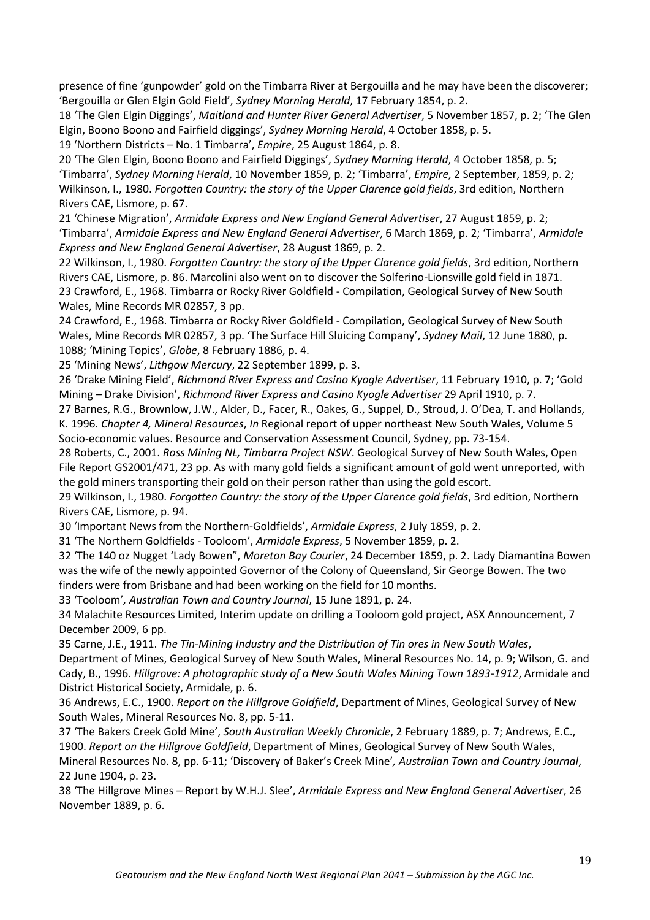presence of fine 'gunpowder' gold on the Timbarra River at Bergouilla and he may have been the discoverer; 'Bergouilla or Glen Elgin Gold Field', *Sydney Morning Herald*, 17 February 1854, p. 2.

18 'The Glen Elgin Diggings', *Maitland and Hunter River General Advertiser*, 5 November 1857, p. 2; 'The Glen Elgin, Boono Boono and Fairfield diggings', *Sydney Morning Herald*, 4 October 1858, p. 5.

19 'Northern Districts – No. 1 Timbarra', *Empire*, 25 August 1864, p. 8.

20 'The Glen Elgin, Boono Boono and Fairfield Diggings', *Sydney Morning Herald*, 4 October 1858, p. 5; 'Timbarra', *Sydney Morning Herald*, 10 November 1859, p. 2; 'Timbarra', *Empire*, 2 September, 1859, p. 2; Wilkinson, I., 1980. *Forgotten Country: the story of the Upper Clarence gold fields*, 3rd edition, Northern Rivers CAE, Lismore, p. 67.

21 'Chinese Migration', *Armidale Express and New England General Advertiser*, 27 August 1859, p. 2; 'Timbarra', *Armidale Express and New England General Advertiser*, 6 March 1869, p. 2; 'Timbarra', *Armidale Express and New England General Advertiser*, 28 August 1869, p. 2.

22 Wilkinson, I., 1980. *Forgotten Country: the story of the Upper Clarence gold fields*, 3rd edition, Northern Rivers CAE, Lismore, p. 86. Marcolini also went on to discover the Solferino-Lionsville gold field in 1871.

23 Crawford, E., 1968. Timbarra or Rocky River Goldfield - Compilation, Geological Survey of New South Wales, Mine Records MR 02857, 3 pp.

24 Crawford, E., 1968. Timbarra or Rocky River Goldfield - Compilation, Geological Survey of New South Wales, Mine Records MR 02857, 3 pp. 'The Surface Hill Sluicing Company', *Sydney Mail*, 12 June 1880, p. 1088; 'Mining Topics', *Globe*, 8 February 1886, p. 4.

25 'Mining News', *Lithgow Mercury*, 22 September 1899, p. 3.

26 'Drake Mining Field', *Richmond River Express and Casino Kyogle Advertiser*, 11 February 1910, p. 7; 'Gold Mining – Drake Division', *Richmond River Express and Casino Kyogle Advertiser* 29 April 1910, p. 7.

27 Barnes, R.G., Brownlow, J.W., Alder, D., Facer, R., Oakes, G., Suppel, D., Stroud, J. O'Dea, T. and Hollands, K. 1996. *Chapter 4, Mineral Resources*, *In* Regional report of upper northeast New South Wales, Volume 5 Socio-economic values. Resource and Conservation Assessment Council, Sydney, pp. 73-154.

28 Roberts, C., 2001. *Ross Mining NL, Timbarra Project NSW*. Geological Survey of New South Wales, Open File Report GS2001/471, 23 pp. As with many gold fields a significant amount of gold went unreported, with the gold miners transporting their gold on their person rather than using the gold escort.

29 Wilkinson, I., 1980. *Forgotten Country: the story of the Upper Clarence gold fields*, 3rd edition, Northern Rivers CAE, Lismore, p. 94.

30 'Important News from the Northern-Goldfields', *Armidale Express*, 2 July 1859, p. 2.

31 'The Northern Goldfields - Tooloom', *Armidale Express*, 5 November 1859, p. 2.

32 'The 140 oz Nugget 'Lady Bowen'', *Moreton Bay Courier*, 24 December 1859, p. 2. Lady Diamantina Bowen was the wife of the newly appointed Governor of the Colony of Queensland, Sir George Bowen. The two finders were from Brisbane and had been working on the field for 10 months.

33 'Tooloom', *Australian Town and Country Journal*, 15 June 1891, p. 24.

34 Malachite Resources Limited, Interim update on drilling a Tooloom gold project, ASX Announcement, 7 December 2009, 6 pp.

35 Carne, J.E., 1911. *The Tin-Mining Industry and the Distribution of Tin ores in New South Wales*, Department of Mines, Geological Survey of New South Wales, Mineral Resources No. 14, p. 9; Wilson, G. and Cady, B., 1996. *Hillgrove: A photographic study of a New South Wales Mining Town 1893-1912*, Armidale and District Historical Society, Armidale, p. 6.

36 Andrews, E.C., 1900. *Report on the Hillgrove Goldfield*, Department of Mines, Geological Survey of New South Wales, Mineral Resources No. 8, pp. 5-11.

37 'The Bakers Creek Gold Mine', *South Australian Weekly Chronicle*, 2 February 1889, p. 7; Andrews, E.C., 1900. *Report on the Hillgrove Goldfield*, Department of Mines, Geological Survey of New South Wales, Mineral Resources No. 8, pp. 6-11; 'Discovery of Baker's Creek Mine', *Australian Town and Country Journal*, 22 June 1904, p. 23.

38 'The Hillgrove Mines – Report by W.H.J. Slee', *Armidale Express and New England General Advertiser*, 26 November 1889, p. 6.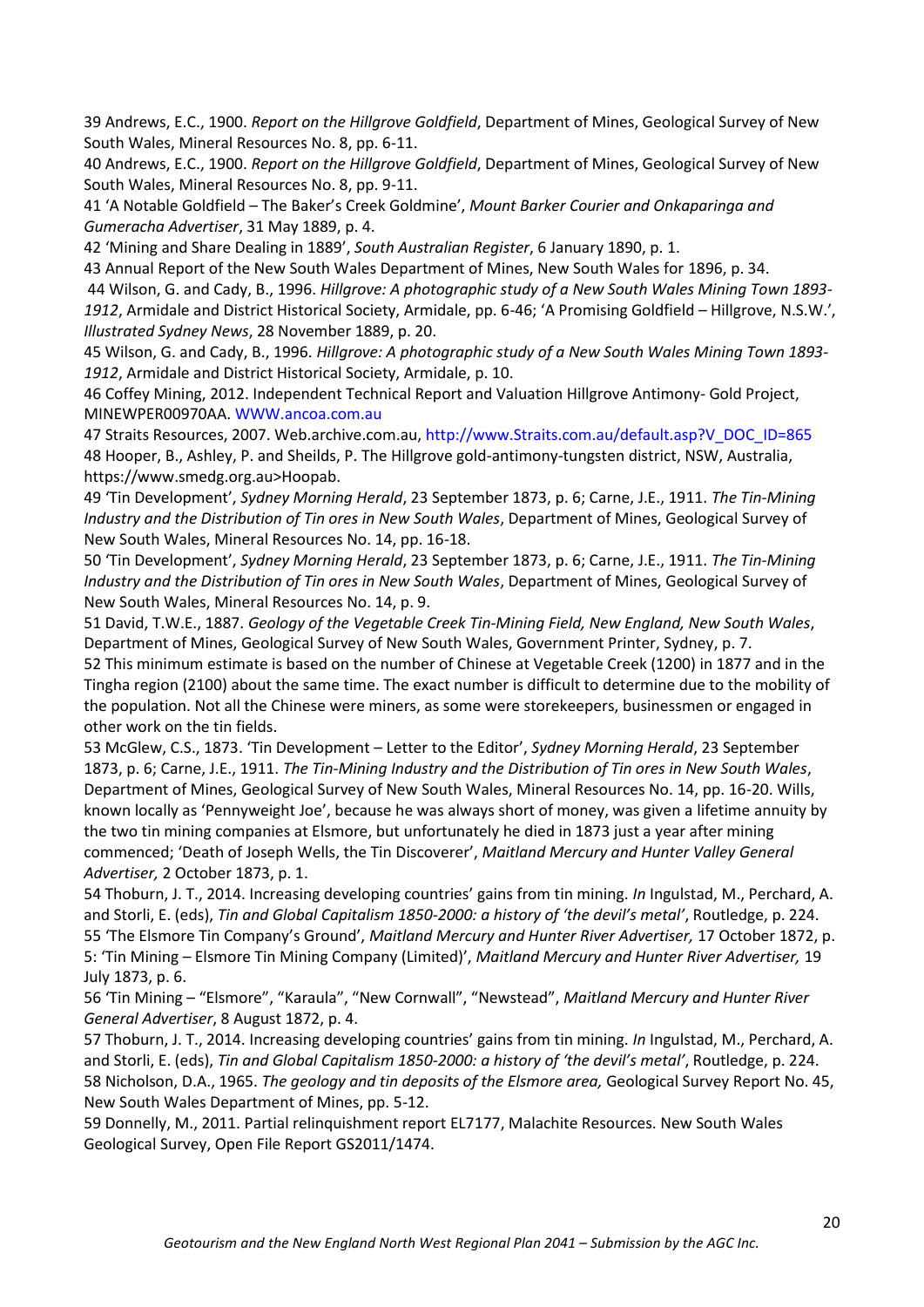39 Andrews, E.C., 1900. *Report on the Hillgrove Goldfield*, Department of Mines, Geological Survey of New South Wales, Mineral Resources No. 8, pp. 6-11.

40 Andrews, E.C., 1900. *Report on the Hillgrove Goldfield*, Department of Mines, Geological Survey of New South Wales, Mineral Resources No. 8, pp. 9-11.

41 'A Notable Goldfield – The Baker's Creek Goldmine', *Mount Barker Courier and Onkaparinga and Gumeracha Advertiser*, 31 May 1889, p. 4.

42 'Mining and Share Dealing in 1889', *South Australian Register*, 6 January 1890, p. 1.

43 Annual Report of the New South Wales Department of Mines, New South Wales for 1896, p. 34.

44 Wilson, G. and Cady, B., 1996. *Hillgrove: A photographic study of a New South Wales Mining Town 1893-1912*, Armidale and District Historical Society, Armidale, pp. 6-46; 'A Promising Goldfield – Hillgrove, N.S.W.', *Illustrated Sydney News*, 28 November 1889, p. 20.

45 Wilson, G. and Cady, B., 1996. *Hillgrove: A photographic study of a New South Wales Mining Town 1893-1912*, Armidale and District Historical Society, Armidale, p. 10.

46 Coffey Mining, 2012. Independent Technical Report and Valuation Hillgrove Antimony- Gold Project, MINEWPER00970AA. WWW.ancoa.com.au

47 Straits Resources, 2007. Web.archive.com.au, http://www.Straits.com.au/default.asp?V_DOC_ID=865

48 Hooper, B., Ashley, P. and Sheilds, P. The Hillgrove gold-antimony-tungsten district, NSW, Australia, https://www.smedg.org.au>Hoopab.

49 'Tin Development', *Sydney Morning Herald*, 23 September 1873, p. 6; Carne, J.E., 1911. *The Tin-Mining Industry and the Distribution of Tin ores in New South Wales*, Department of Mines, Geological Survey of New South Wales, Mineral Resources No. 14, pp. 16-18.

50 'Tin Development', *Sydney Morning Herald*, 23 September 1873, p. 6; Carne, J.E., 1911. *The Tin-Mining Industry and the Distribution of Tin ores in New South Wales*, Department of Mines, Geological Survey of New South Wales, Mineral Resources No. 14, p. 9.

51 David, T.W.E., 1887. *Geology of the Vegetable Creek Tin-Mining Field, New England, New South Wales*, Department of Mines, Geological Survey of New South Wales, Government Printer, Sydney, p. 7.

52 This minimum estimate is based on the number of Chinese at Vegetable Creek (1200) in 1877 and in the Tingha region (2100) about the same time. The exact number is difficult to determine due to the mobility of the population. Not all the Chinese were miners, as some were storekeepers, businessmen or engaged in other work on the tin fields.

53 McGlew, C.S., 1873. 'Tin Development – Letter to the Editor', *Sydney Morning Herald*, 23 September 1873, p. 6; Carne, J.E., 1911. *The Tin-Mining Industry and the Distribution of Tin ores in New South Wales*, Department of Mines, Geological Survey of New South Wales, Mineral Resources No. 14, pp. 16-20. Wills, known locally as 'Pennyweight Joe', because he was always short of money, was given a lifetime annuity by the two tin mining companies at Elsmore, but unfortunately he died in 1873 just a year after mining commenced; 'Death of Joseph Wells, the Tin Discoverer', *Maitland Mercury and Hunter Valley General Advertiser,* 2 October 1873, p. 1.

54 Thoburn, J. T., 2014. Increasing developing countries' gains from tin mining. *In* Ingulstad, M., Perchard, A. and Storli, E. (eds), *Tin and Global Capitalism 1850-2000: a history of 'the devil's metal'*, Routledge, p. 224.

55 'The Elsmore Tin Company's Ground', *Maitland Mercury and Hunter River Advertiser,* 17 October 1872, p. 5: 'Tin Mining – Elsmore Tin Mining Company (Limited)', *Maitland Mercury and Hunter River Advertiser,* 19 July 1873, p. 6.

56 'Tin Mining – "Elsmore", "Karaula", "New Cornwall", "Newstead", *Maitland Mercury and Hunter River General Advertiser*, 8 August 1872, p. 4.

57 Thoburn, J. T., 2014. Increasing developing countries' gains from tin mining. *In* Ingulstad, M., Perchard, A. and Storli, E. (eds), *Tin and Global Capitalism 1850-2000: a history of 'the devil's metal'*, Routledge, p. 224.

58 Nicholson, D.A., 1965. *The geology and tin deposits of the Elsmore area,* Geological Survey Report No. 45, New South Wales Department of Mines, pp. 5-12.

59 Donnelly, M., 2011. Partial relinquishment report EL7177, Malachite Resources. New South Wales Geological Survey, Open File Report GS2011/1474.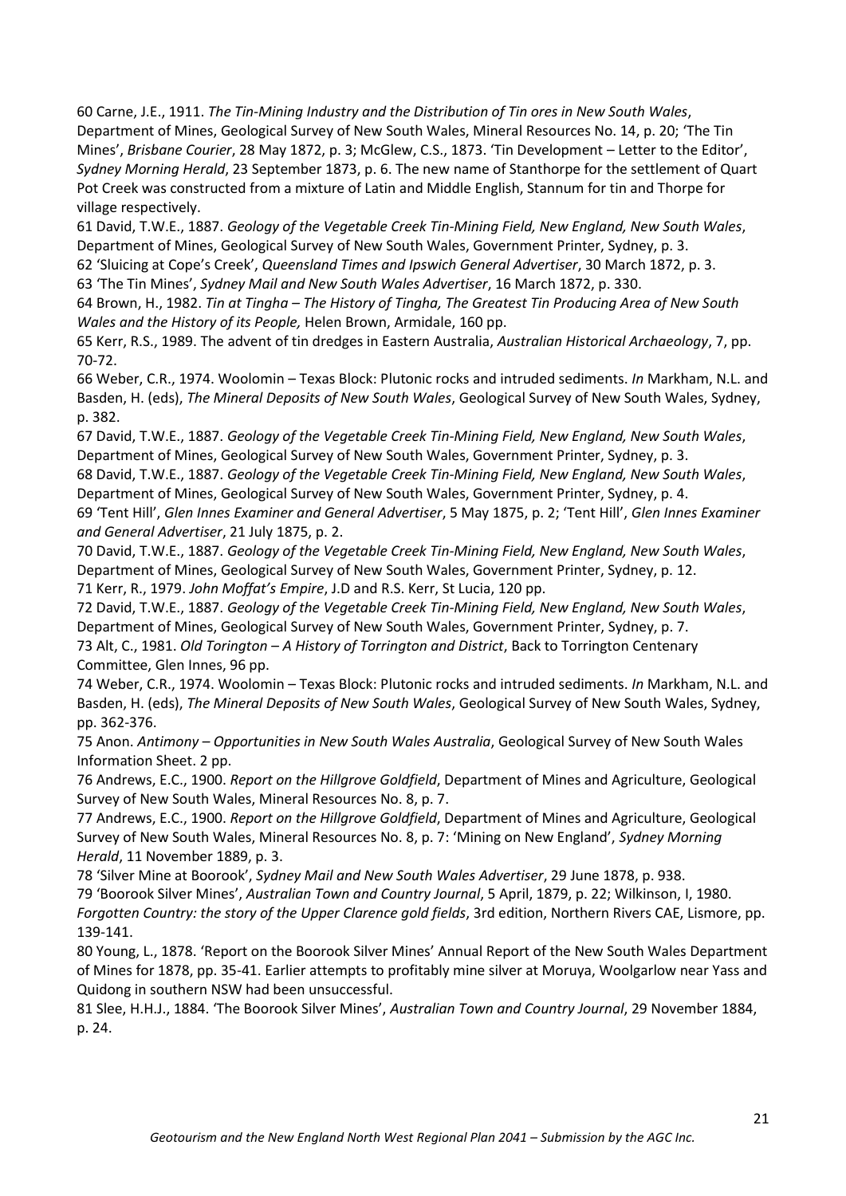60 Carne, J.E., 1911. *The Tin-Mining Industry and the Distribution of Tin ores in New South Wales*, Department of Mines, Geological Survey of New South Wales, Mineral Resources No. 14, p. 20; 'The Tin Mines', *Brisbane Courier*, 28 May 1872, p. 3; McGlew, C.S., 1873. 'Tin Development – Letter to the Editor', *Sydney Morning Herald*, 23 September 1873, p. 6. The new name of Stanthorpe for the settlement of Quart Pot Creek was constructed from a mixture of Latin and Middle English, Stannum for tin and Thorpe for village respectively.

61 David, T.W.E., 1887. *Geology of the Vegetable Creek Tin-Mining Field, New England, New South Wales*, Department of Mines, Geological Survey of New South Wales, Government Printer, Sydney, p. 3.

62 'Sluicing at Cope's Creek', *Queensland Times and Ipswich General Advertiser*, 30 March 1872, p. 3.

63 'The Tin Mines', *Sydney Mail and New South Wales Advertiser*, 16 March 1872, p. 330.

64 Brown, H., 1982. *Tin at Tingha – The History of Tingha, The Greatest Tin Producing Area of New South Wales and the History of its People,* Helen Brown, Armidale, 160 pp.

65 Kerr, R.S., 1989. The advent of tin dredges in Eastern Australia, *Australian Historical Archaeology*, 7, pp. 70-72.

66 Weber, C.R., 1974. Woolomin – Texas Block: Plutonic rocks and intruded sediments. *In* Markham, N.L. and Basden, H. (eds), *The Mineral Deposits of New South Wales*, Geological Survey of New South Wales, Sydney, p. 382.

67 David, T.W.E., 1887. *Geology of the Vegetable Creek Tin-Mining Field, New England, New South Wales*, Department of Mines, Geological Survey of New South Wales, Government Printer, Sydney, p. 3.

68 David, T.W.E., 1887. *Geology of the Vegetable Creek Tin-Mining Field, New England, New South Wales*, Department of Mines, Geological Survey of New South Wales, Government Printer, Sydney, p. 4.

69 'Tent Hill', *Glen Innes Examiner and General Advertiser*, 5 May 1875, p. 2; 'Tent Hill', *Glen Innes Examiner and General Advertiser*, 21 July 1875, p. 2.

70 David, T.W.E., 1887. *Geology of the Vegetable Creek Tin-Mining Field, New England, New South Wales*, Department of Mines, Geological Survey of New South Wales, Government Printer, Sydney, p. 12.

71 Kerr, R., 1979. *John Moffat's Empire*, J.D and R.S. Kerr, St Lucia, 120 pp.

72 David, T.W.E., 1887. *Geology of the Vegetable Creek Tin-Mining Field, New England, New South Wales*, Department of Mines, Geological Survey of New South Wales, Government Printer, Sydney, p. 7.

73 Alt, C., 1981. *Old Torington – A History of Torrington and District*, Back to Torrington Centenary Committee, Glen Innes, 96 pp.

74 Weber, C.R., 1974. Woolomin – Texas Block: Plutonic rocks and intruded sediments. *In* Markham, N.L. and Basden, H. (eds), *The Mineral Deposits of New South Wales*, Geological Survey of New South Wales, Sydney, pp. 362-376.

75 Anon. *Antimony – Opportunities in New South Wales Australia*, Geological Survey of New South Wales Information Sheet. 2 pp.

76 Andrews, E.C., 1900. *Report on the Hillgrove Goldfield*, Department of Mines and Agriculture, Geological Survey of New South Wales, Mineral Resources No. 8, p. 7.

77 Andrews, E.C., 1900. *Report on the Hillgrove Goldfield*, Department of Mines and Agriculture, Geological Survey of New South Wales, Mineral Resources No. 8, p. 7: 'Mining on New England', *Sydney Morning Herald*, 11 November 1889, p. 3.

78 'Silver Mine at Boorook', *Sydney Mail and New South Wales Advertiser*, 29 June 1878, p. 938.

79 'Boorook Silver Mines', *Australian Town and Country Journal*, 5 April, 1879, p. 22; Wilkinson, I, 1980. *Forgotten Country: the story of the Upper Clarence gold fields*, 3rd edition, Northern Rivers CAE, Lismore, pp. 139-141.

80 Young, L., 1878. 'Report on the Boorook Silver Mines' Annual Report of the New South Wales Department of Mines for 1878, pp. 35-41. Earlier attempts to profitably mine silver at Moruya, Woolgarlow near Yass and Quidong in southern NSW had been unsuccessful.

81 Slee, H.H.J., 1884. 'The Boorook Silver Mines', *Australian Town and Country Journal*, 29 November 1884, p. 24.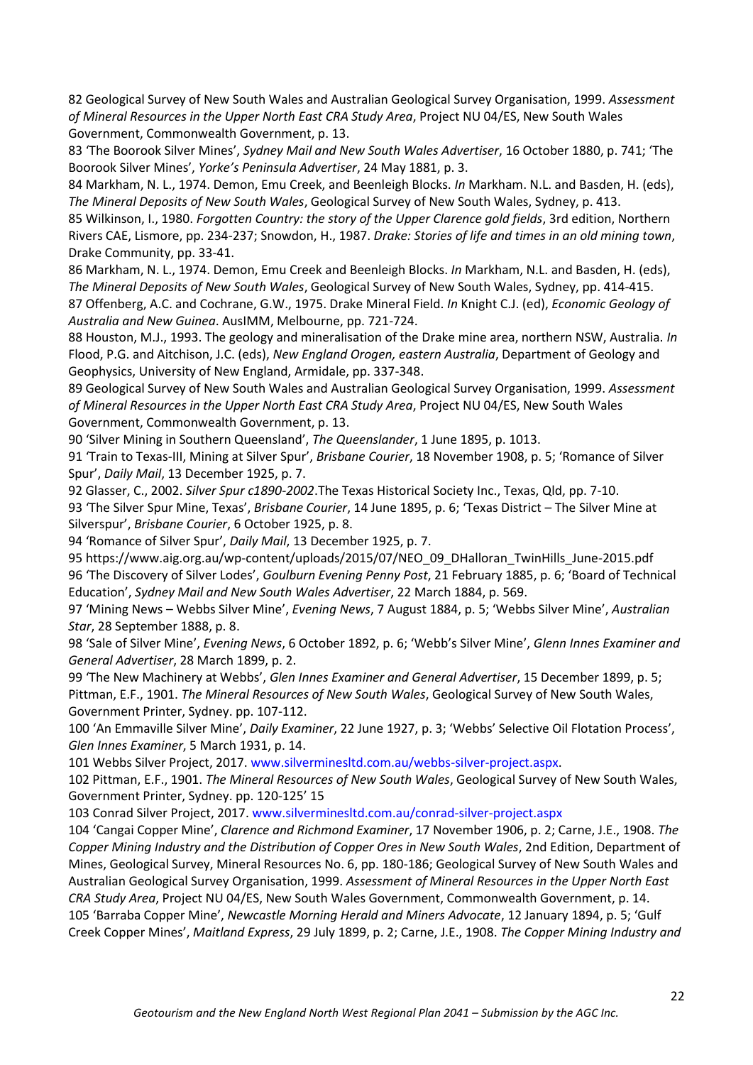82 Geological Survey of New South Wales and Australian Geological Survey Organisation, 1999. *Assessment of Mineral Resources in the Upper North East CRA Study Area*, Project NU 04/ES, New South Wales Government, Commonwealth Government, p. 13.

83 'The Boorook Silver Mines', *Sydney Mail and New South Wales Advertiser*, 16 October 1880, p. 741; 'The Boorook Silver Mines', *Yorke's Peninsula Advertiser*, 24 May 1881, p. 3.

84 Markham, N. L., 1974. Demon, Emu Creek, and Beenleigh Blocks. *In* Markham. N.L. and Basden, H. (eds), *The Mineral Deposits of New South Wales*, Geological Survey of New South Wales, Sydney, p. 413.

85 Wilkinson, I., 1980. *Forgotten Country: the story of the Upper Clarence gold fields*, 3rd edition, Northern Rivers CAE, Lismore, pp. 234-237; Snowdon, H., 1987. *Drake: Stories of life and times in an old mining town*, Drake Community, pp. 33-41.

86 Markham, N. L., 1974. Demon, Emu Creek and Beenleigh Blocks. *In* Markham, N.L. and Basden, H. (eds), *The Mineral Deposits of New South Wales*, Geological Survey of New South Wales, Sydney, pp. 414-415.

87 Offenberg, A.C. and Cochrane, G.W., 1975. Drake Mineral Field. *In* Knight C.J. (ed), *Economic Geology of Australia and New Guinea*. AusIMM, Melbourne, pp. 721-724.

88 Houston, M.J., 1993. The geology and mineralisation of the Drake mine area, northern NSW, Australia. *In* Flood, P.G. and Aitchison, J.C. (eds), *New England Orogen, eastern Australia*, Department of Geology and Geophysics, University of New England, Armidale, pp. 337-348.

89 Geological Survey of New South Wales and Australian Geological Survey Organisation, 1999. *Assessment of Mineral Resources in the Upper North East CRA Study Area*, Project NU 04/ES, New South Wales Government, Commonwealth Government, p. 13.

90 'Silver Mining in Southern Queensland', *The Queenslander*, 1 June 1895, p. 1013.

91 'Train to Texas-III, Mining at Silver Spur', *Brisbane Courier*, 18 November 1908, p. 5; 'Romance of Silver Spur', *Daily Mail*, 13 December 1925, p. 7.

92 Glasser, C., 2002. *Silver Spur c1890-2002*.The Texas Historical Society Inc., Texas, Qld, pp. 7-10.

93 'The Silver Spur Mine, Texas', *Brisbane Courier*, 14 June 1895, p. 6; 'Texas District – The Silver Mine at Silverspur', *Brisbane Courier*, 6 October 1925, p. 8.

94 'Romance of Silver Spur', *Daily Mail*, 13 December 1925, p. 7.

95 https://www.aig.org.au/wp-content/uploads/2015/07/NEO_09_DHalloran_TwinHills_June-2015.pdf

96 'The Discovery of Silver Lodes', *Goulburn Evening Penny Post*, 21 February 1885, p. 6; 'Board of Technical Education', *Sydney Mail and New South Wales Advertiser*, 22 March 1884, p. 569.

97 'Mining News – Webbs Silver Mine', *Evening News*, 7 August 1884, p. 5; 'Webbs Silver Mine', *Australian Star*, 28 September 1888, p. 8.

98 'Sale of Silver Mine', *Evening News*, 6 October 1892, p. 6; 'Webb's Silver Mine', *Glenn Innes Examiner and General Advertiser*, 28 March 1899, p. 2.

99 'The New Machinery at Webbs', *Glen Innes Examiner and General Advertiser*, 15 December 1899, p. 5; Pittman, E.F., 1901. *The Mineral Resources of New South Wales*, Geological Survey of New South Wales, Government Printer, Sydney. pp. 107-112.

100 'An Emmaville Silver Mine', *Daily Examiner*, 22 June 1927, p. 3; 'Webbs' Selective Oil Flotation Process', *Glen Innes Examiner*, 5 March 1931, p. 14.

101 Webbs Silver Project, 2017. www.silvermlnesltd.com.au/webbs-silver-project.aspx.

102 Pittman, E.F., 1901. *The Mineral Resources of New South Wales*, Geological Survey of New South Wales, Government Printer, Sydney. pp. 120-125' 15

103 Conrad Silver Project, 2017. www.silvermlnesltd.com.au/conrad-silver-project.aspx

104 'Cangai Copper Mine', *Clarence and Richmond Examiner*, 17 November 1906, p. 2; Carne, J.E., 1908. *The Copper Mining Industry and the Distribution of Copper Ores in New South Wales*, 2nd Edition, Department of Mines, Geological Survey, Mineral Resources No. 6, pp. 180-186; Geological Survey of New South Wales and Australian Geological Survey Organisation, 1999. *Assessment of Mineral Resources in the Upper North East CRA Study Area*, Project NU 04/ES, New South Wales Government, Commonwealth Government, p. 14.

105 'Barraba Copper Mine', *Newcastle Morning Herald and Miners Advocate*, 12 January 1894, p. 5; 'Gulf Creek Copper Mines', *Maitland Express*, 29 July 1899, p. 2; Carne, J.E., 1908. *The Copper Mining Industry and*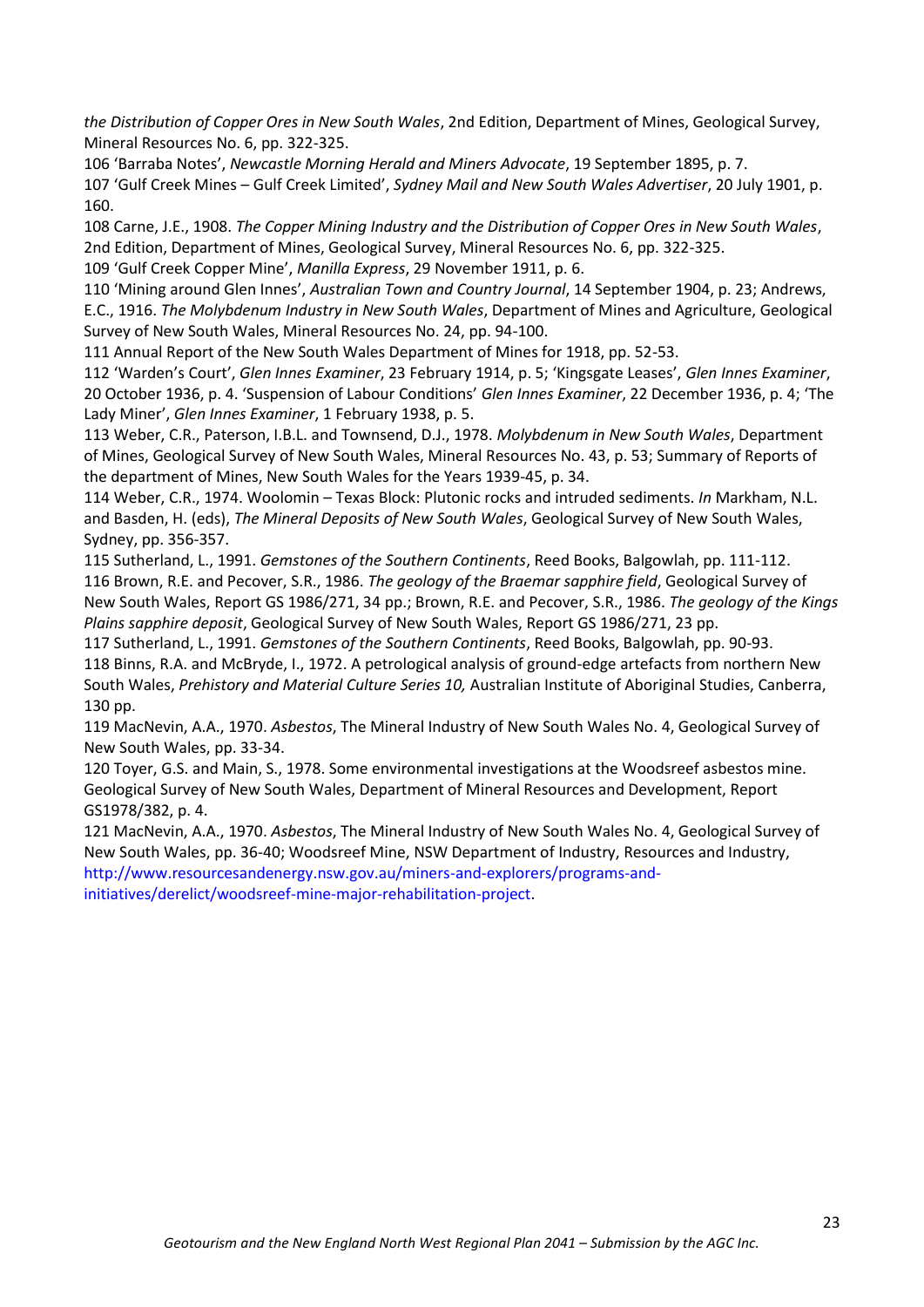*the Distribution of Copper Ores in New South Wales*, 2nd Edition, Department of Mines, Geological Survey, Mineral Resources No. 6, pp. 322-325.

106 'Barraba Notes', *Newcastle Morning Herald and Miners Advocate*, 19 September 1895, p. 7.

107 'Gulf Creek Mines – Gulf Creek Limited', *Sydney Mail and New South Wales Advertiser*, 20 July 1901, p. 160.

108 Carne, J.E., 1908. *The Copper Mining Industry and the Distribution of Copper Ores in New South Wales*, 2nd Edition, Department of Mines, Geological Survey, Mineral Resources No. 6, pp. 322-325.

109 'Gulf Creek Copper Mine', *Manilla Express*, 29 November 1911, p. 6.

110 'Mining around Glen Innes', *Australian Town and Country Journal*, 14 September 1904, p. 23; Andrews, E.C., 1916. *The Molybdenum Industry in New South Wales*, Department of Mines and Agriculture, Geological Survey of New South Wales, Mineral Resources No. 24, pp. 94-100.

111 Annual Report of the New South Wales Department of Mines for 1918, pp. 52-53.

112 'Warden's Court', *Glen Innes Examiner*, 23 February 1914, p. 5; 'Kingsgate Leases', *Glen Innes Examiner*, 20 October 1936, p. 4. 'Suspension of Labour Conditions' *Glen Innes Examiner*, 22 December 1936, p. 4; 'The Lady Miner', *Glen Innes Examiner*, 1 February 1938, p. 5.

113 Weber, C.R., Paterson, I.B.L. and Townsend, D.J., 1978. *Molybdenum in New South Wales*, Department of Mines, Geological Survey of New South Wales, Mineral Resources No. 43, p. 53; Summary of Reports of the department of Mines, New South Wales for the Years 1939-45, p. 34.

114 Weber, C.R., 1974. Woolomin – Texas Block: Plutonic rocks and intruded sediments. *In* Markham, N.L. and Basden, H. (eds), *The Mineral Deposits of New South Wales*, Geological Survey of New South Wales, Sydney, pp. 356-357.

115 Sutherland, L., 1991. *Gemstones of the Southern Continents*, Reed Books, Balgowlah, pp. 111-112.

116 Brown, R.E. and Pecover, S.R., 1986. *The geology of the Braemar sapphire field*, Geological Survey of New South Wales, Report GS 1986/271, 34 pp.; Brown, R.E. and Pecover, S.R., 1986. *The geology of the Kings Plains sapphire deposit*, Geological Survey of New South Wales, Report GS 1986/271, 23 pp.

117 Sutherland, L., 1991. *Gemstones of the Southern Continents*, Reed Books, Balgowlah, pp. 90-93.

118 Binns, R.A. and McBryde, I., 1972. A petrological analysis of ground-edge artefacts from northern New South Wales, *Prehistory and Material Culture Series 10,* Australian Institute of Aboriginal Studies, Canberra, 130 pp.

119 MacNevin, A.A., 1970. *Asbestos*, The Mineral Industry of New South Wales No. 4, Geological Survey of New South Wales, pp. 33-34.

120 Toyer, G.S. and Main, S., 1978. Some environmental investigations at the Woodsreef asbestos mine. Geological Survey of New South Wales, Department of Mineral Resources and Development, Report GS1978/382, p. 4.

121 MacNevin, A.A., 1970. *Asbestos*, The Mineral Industry of New South Wales No. 4, Geological Survey of New South Wales, pp. 36-40; Woodsreef Mine, NSW Department of Industry, Resources and Industry, http://www.resourcesandenergy.nsw.gov.au/miners-and-explorers/programs-and-initiatives/derelict/woodsreef-mine-major-rehabilitation-project.